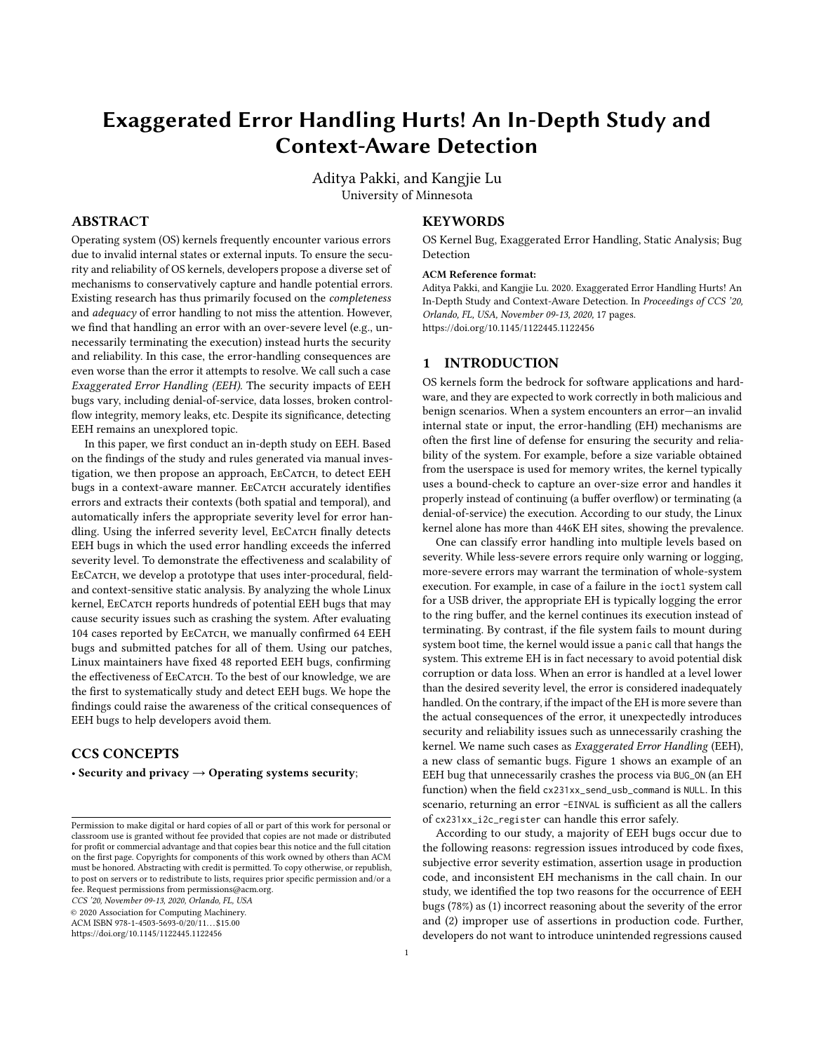# Exaggerated Error Handling Hurts! An In-Depth Study and Context-Aware Detection

Aditya Pakki, and Kangjie Lu
University of Minnesota

## ABSTRACT

Operating system (OS) kernels frequently encounter various errors due to invalid internal states or external inputs. To ensure the security and reliability of OS kernels, developers propose a diverse set of mechanisms to conservatively capture and handle potential errors. Existing research has thus primarily focused on the *completeness* and *adequacy* of error handling to not miss the attention. However, we find that handling an error with an over-severe level (e.g., unnecessarily terminating the execution) instead hurts the security and reliability. In this case, the error-handling consequences are even worse than the error it attempts to resolve. We call such a case *Exaggerated Error Handling (EEH)*. The security impacts of EEH bugs vary, including denial-of-service, data losses, broken control-flow integrity, memory leaks, etc. Despite its significance, detecting EEH remains an unexplored topic.

In this paper, we first conduct an in-depth study on EEH. Based on the findings of the study and rules generated via manual investigation, we then propose an approach, EeCatch, to detect EEH bugs in a context-aware manner. EeCatch accurately identifies errors and extracts their contexts (both spatial and temporal), and automatically infers the appropriate severity level for error handling. Using the inferred severity level, EeCatch finally detects EEH bugs in which the used error handling exceeds the inferred severity level. To demonstrate the effectiveness and scalability of EeCatch, we develop a prototype that uses inter-procedural, field- and context-sensitive static analysis. By analyzing the whole Linux kernel, EeCatch reports hundreds of potential EEH bugs that may cause security issues such as crashing the system. After evaluating 104 cases reported by EeCatch, we manually confirmed 64 EEH bugs and submitted patches for all of them. Using our patches, Linux maintainers have fixed 48 reported EEH bugs, confirming the effectiveness of EeCatch. To the best of our knowledge, we are the first to systematically study and detect EEH bugs. We hope the findings could raise the awareness of the critical consequences of EEH bugs to help developers avoid them.

## CCS CONCEPTS

• **Security and privacy → Operating systems security**;

## KEYWORDS

OS Kernel Bug, Exaggerated Error Handling, Static Analysis; Bug Detection

**ACM Reference format:**
Aditya Pakki, and Kangjie Lu. 2020. Exaggerated Error Handling Hurts! An In-Depth Study and Context-Aware Detection. In *Proceedings of CCS '20, Orlando, FL, USA, November 09-13, 2020,* 17 pages.
https://doi.org/10.1145/1122445.1122456

## 1 INTRODUCTION

OS kernels form the bedrock for software applications and hardware, and they are expected to work correctly in both malicious and benign scenarios. When a system encounters an error—an invalid internal state or input, the error-handling (EH) mechanisms are often the first line of defense for ensuring the security and reliability of the system. For example, before a size variable obtained from the userspace is used for memory writes, the kernel typically uses a bound-check to capture an over-size error and handles it properly instead of continuing (a buffer overflow) or terminating (a denial-of-service) the execution. According to our study, the Linux kernel alone has more than 446K EH sites, showing the prevalence.

One can classify error handling into multiple levels based on severity. While less-severe errors require only warning or logging, more-severe errors may warrant the termination of whole-system execution. For example, in case of a failure in the `ioctl` system call for a USB driver, the appropriate EH is typically logging the error to the ring buffer, and the kernel continues its execution instead of terminating. By contrast, if the file system fails to mount during system boot time, the kernel would issue a `panic` call that hangs the system. This extreme EH is in fact necessary to avoid potential disk corruption or data loss. When an error is handled at a level lower than the desired severity level, the error is considered inadequately handled. On the contrary, if the impact of the EH is more severe than the actual consequences of the error, it unexpectedly introduces security and reliability issues such as unnecessarily crashing the kernel. We name such cases as *Exaggerated Error Handling* (EEH), a new class of semantic bugs. Figure 1 shows an example of an EEH bug that unnecessarily crashes the process via `BUG_ON` (an EH function) when the field `cx231xx_send_usb_command` is `NULL`. In this scenario, returning an error `-EINVAL` is sufficient as all the callers of `cx231xx_i2c_register` can handle this error safely.

According to our study, a majority of EEH bugs occur due to the following reasons: regression issues introduced by code fixes, subjective error severity estimation, assertion usage in production code, and inconsistent EH mechanisms in the call chain. In our study, we identified the top two reasons for the occurrence of EEH bugs (78%) as (1) incorrect reasoning about the severity of the error and (2) improper use of assertions in production code. Further, developers do not want to introduce unintended regressions caused

---

Permission to make digital or hard copies of all or part of this work for personal or classroom use is granted without fee provided that copies are not made or distributed for profit or commercial advantage and that copies bear this notice and the full citation on the first page. Copyrights for components of this work owned by others than ACM must be honored. Abstracting with credit is permitted. To copy otherwise, or republish, to post on servers or to redistribute to lists, requires prior specific permission and/or a fee. Request permissions from permissions@acm.org.
*CCS '20, November 09-13, 2020, Orlando, FL, USA*
© 2020 Association for Computing Machinery.
ACM ISBN 978-1-4503-5693-0/20/11…$15.00
https://doi.org/10.1145/1122445.1122456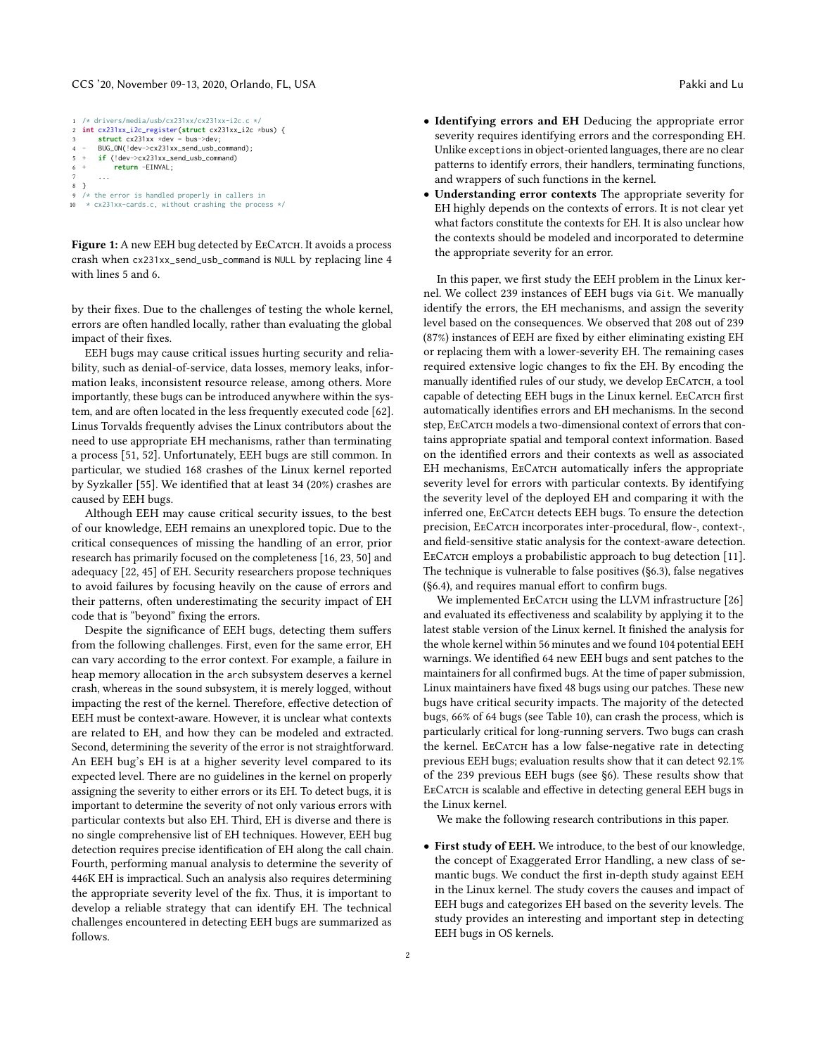```
1  /* drivers/media/usb/cx231xx/cx231xx-i2c.c */
2  int cx231xx_i2c_register(struct cx231xx_i2c *bus) {
3      struct cx231xx *dev = bus->dev;
4  -   BUG_ON(!dev->cx231xx_send_usb_command);
5  +   if (!dev->cx231xx_send_usb_command)
6  +       return -EINVAL;
7      ...
8  }
9  /* the error is handled properly in callers in
10  * cx231xx-cards.c, without crashing the process */
```

**Figure 1:** A new EEH bug detected by EeCatch. It avoids a process crash when `cx231xx_send_usb_command` is `NULL` by replacing line 4 with lines 5 and 6.

by their fixes. Due to the challenges of testing the whole kernel, errors are often handled locally, rather than evaluating the global impact of their fixes.

EEH bugs may cause critical issues hurting security and reliability, such as denial-of-service, data losses, memory leaks, information leaks, inconsistent resource release, among others. More importantly, these bugs can be introduced anywhere within the system, and are often located in the less frequently executed code [62]. Linus Torvalds frequently advises the Linux contributors about the need to use appropriate EH mechanisms, rather than terminating a process [51, 52]. Unfortunately, EEH bugs are still common. In particular, we studied 168 crashes of the Linux kernel reported by Syzkaller [55]. We identified that at least 34 (20%) crashes are caused by EEH bugs.

Although EEH may cause critical security issues, to the best of our knowledge, EEH remains an unexplored topic. Due to the critical consequences of missing the handling of an error, prior research has primarily focused on the completeness [16, 23, 50] and adequacy [22, 45] of EH. Security researchers propose techniques to avoid failures by focusing heavily on the cause of errors and their patterns, often underestimating the security impact of EH code that is "beyond" fixing the errors.

Despite the significance of EEH bugs, detecting them suffers from the following challenges. First, even for the same error, EH can vary according to the error context. For example, a failure in heap memory allocation in the `arch` subsystem deserves a kernel crash, whereas in the `sound` subsystem, it is merely logged, without impacting the rest of the kernel. Therefore, effective detection of EEH must be context-aware. However, it is unclear what contexts are related to EH, and how they can be modeled and extracted. Second, determining the severity of the error is not straightforward. An EEH bug's EH is at a higher severity level compared to its expected level. There are no guidelines in the kernel on properly assigning the severity to either errors or its EH. To detect bugs, it is important to determine the severity of not only various errors with particular contexts but also EH. Third, EH is diverse and there is no single comprehensive list of EH techniques. However, EEH bug detection requires precise identification of EH along the call chain. Fourth, performing manual analysis to determine the severity of 446K EH is impractical. Such an analysis also requires determining the appropriate severity level of the fix. Thus, it is important to develop a reliable strategy that can identify EH. The technical challenges encountered in detecting EEH bugs are summarized as follows.

- **Identifying errors and EH** Deducing the appropriate error severity requires identifying errors and the corresponding EH. Unlike `exceptions` in object-oriented languages, there are no clear patterns to identify errors, their handlers, terminating functions, and wrappers of such functions in the kernel.
- **Understanding error contexts** The appropriate severity for EH highly depends on the contexts of errors. It is not clear yet what factors constitute the contexts for EH. It is also unclear how the contexts should be modeled and incorporated to determine the appropriate severity for an error.

In this paper, we first study the EEH problem in the Linux kernel. We collect 239 instances of EEH bugs via `Git`. We manually identify the errors, the EH mechanisms, and assign the severity level based on the consequences. We observed that 208 out of 239 (87%) instances of EEH are fixed by either eliminating existing EH or replacing them with a lower-severity EH. The remaining cases required extensive logic changes to fix the EH. By encoding the manually identified rules of our study, we develop EeCatch, a tool capable of detecting EEH bugs in the Linux kernel. EeCatch first automatically identifies errors and EH mechanisms. In the second step, EeCatch models a two-dimensional context of errors that contains appropriate spatial and temporal context information. Based on the identified errors and their contexts as well as associated EH mechanisms, EeCatch automatically infers the appropriate severity level for errors with particular contexts. By identifying the severity level of the deployed EH and comparing it with the inferred one, EeCatch detects EEH bugs. To ensure the detection precision, EeCatch incorporates inter-procedural, flow-, context-, and field-sensitive static analysis for the context-aware detection. EeCatch employs a probabilistic approach to bug detection [11]. The technique is vulnerable to false positives (§6.3), false negatives (§6.4), and requires manual effort to confirm bugs.

We implemented EeCatch using the LLVM infrastructure [26] and evaluated its effectiveness and scalability by applying it to the latest stable version of the Linux kernel. It finished the analysis for the whole kernel within 56 minutes and we found 104 potential EEH warnings. We identified 64 new EEH bugs and sent patches to the maintainers for all confirmed bugs. At the time of paper submission, Linux maintainers have fixed 48 bugs using our patches. These new bugs have critical security impacts. The majority of the detected bugs, 66% of 64 bugs (see Table 10), can crash the process, which is particularly critical for long-running servers. Two bugs can crash the kernel. EeCatch has a low false-negative rate in detecting previous EEH bugs; evaluation results show that it can detect 92.1% of the 239 previous EEH bugs (see §6). These results show that EeCatch is scalable and effective in detecting general EEH bugs in the Linux kernel.

We make the following research contributions in this paper.

- **First study of EEH.** We introduce, to the best of our knowledge, the concept of Exaggerated Error Handling, a new class of semantic bugs. We conduct the first in-depth study against EEH in the Linux kernel. The study covers the causes and impact of EEH bugs and categorizes EH based on the severity levels. The study provides an interesting and important step in detecting EEH bugs in OS kernels.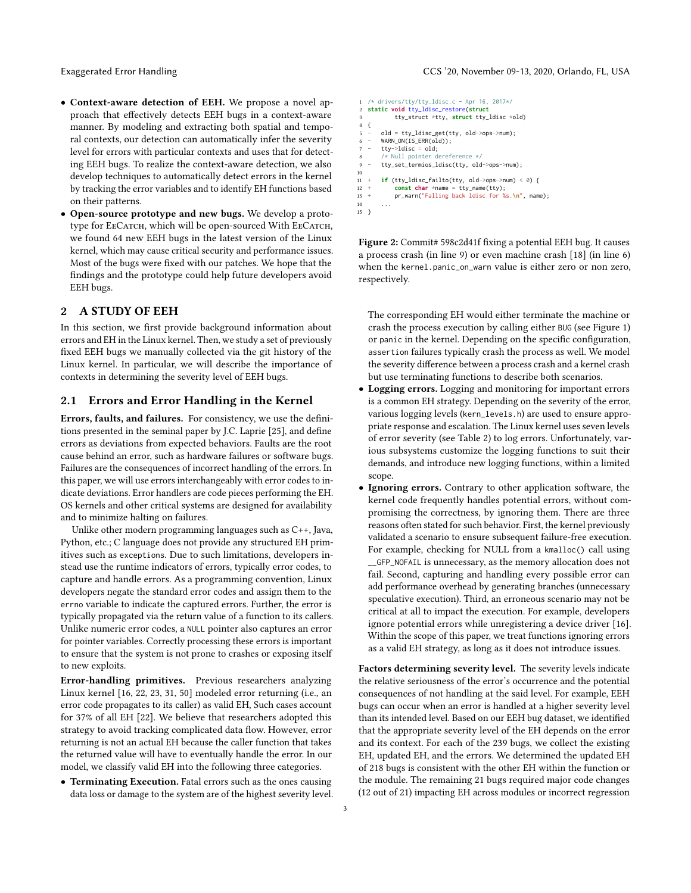- **Context-aware detection of EEH.** We propose a novel approach that effectively detects EEH bugs in a context-aware manner. By modeling and extracting both spatial and temporal contexts, our detection can automatically infer the severity level for errors with particular contexts and uses that for detecting EEH bugs. To realize the context-aware detection, we also develop techniques to automatically detect errors in the kernel by tracking the error variables and to identify EH functions based on their patterns.
- **Open-source prototype and new bugs.** We develop a prototype for EeCatch, which will be open-sourced With EeCatch, we found 64 new EEH bugs in the latest version of the Linux kernel, which may cause critical security and performance issues. Most of the bugs were fixed with our patches. We hope that the findings and the prototype could help future developers avoid EEH bugs.

## 2 A STUDY OF EEH

In this section, we first provide background information about errors and EH in the Linux kernel. Then, we study a set of previously fixed EEH bugs we manually collected via the git history of the Linux kernel. In particular, we will describe the importance of contexts in determining the severity level of EEH bugs.

### 2.1 Errors and Error Handling in the Kernel

**Errors, faults, and failures.** For consistency, we use the definitions presented in the seminal paper by J.C. Laprie [25], and define errors as deviations from expected behaviors. Faults are the root cause behind an error, such as hardware failures or software bugs. Failures are the consequences of incorrect handling of the errors. In this paper, we will use errors interchangeably with error codes to indicate deviations. Error handlers are code pieces performing the EH. OS kernels and other critical systems are designed for availability and to minimize halting on failures.

Unlike other modern programming languages such as C++, Java, Python, etc.; C language does not provide any structured EH primitives such as exceptions. Due to such limitations, developers instead use the runtime indicators of errors, typically error codes, to capture and handle errors. As a programming convention, Linux developers negate the standard error codes and assign them to the errno variable to indicate the captured errors. Further, the error is typically propagated via the return value of a function to its callers. Unlike numeric error codes, a NULL pointer also captures an error for pointer variables. Correctly processing these errors is important to ensure that the system is not prone to crashes or exposing itself to new exploits.

**Error-handling primitives.** Previous researchers analyzing Linux kernel [16, 22, 23, 31, 50] modeled error returning (i.e., an error code propagates to its caller) as valid EH, Such cases account for 37% of all EH [22]. We believe that researchers adopted this strategy to avoid tracking complicated data flow. However, error returning is not an actual EH because the caller function that takes the returned value will have to eventually handle the error. In our model, we classify valid EH into the following three categories.

- **Terminating Execution.** Fatal errors such as the ones causing data loss or damage to the system are of the highest severity level. The corresponding EH would either terminate the machine or crash the process execution by calling either BUG (see Figure 1) or panic in the kernel. Depending on the specific configuration, assertion failures typically crash the process as well. We model the severity difference between a process crash and a kernel crash but use terminating functions to describe both scenarios.
- **Logging errors.** Logging and monitoring for important errors is a common EH strategy. Depending on the severity of the error, various logging levels (kern_levels.h) are used to ensure appropriate response and escalation. The Linux kernel uses seven levels of error severity (see Table 2) to log errors. Unfortunately, various subsystems customize the logging functions to suit their demands, and introduce new logging functions, within a limited scope.
- **Ignoring errors.** Contrary to other application software, the kernel code frequently handles potential errors, without compromising the correctness, by ignoring them. There are three reasons often stated for such behavior. First, the kernel previously validated a scenario to ensure subsequent failure-free execution. For example, checking for NULL from a kmalloc() call using __GFP_NOFAIL is unnecessary, as the memory allocation does not fail. Second, capturing and handling every possible error can add performance overhead by generating branches (unnecessary speculative execution). Third, an erroneous scenario may not be critical at all to impact the execution. For example, developers ignore potential errors while unregistering a device driver [16]. Within the scope of this paper, we treat functions ignoring errors as a valid EH strategy, as long as it does not introduce issues.

```
1  /* drivers/tty/tty_ldisc.c - Apr 16, 2017*/
2  static void tty_ldisc_restore(struct
3          tty_struct *tty, struct tty_ldisc *old)
4  {
5  -   old = tty_ldisc_get(tty, old->ops->num);
6  -   WARN_ON(IS_ERR(old));
7  -   tty->ldisc = old;
8      /* Null pointer dereference */
9  -   tty_set_termios_ldisc(tty, old->ops->num);
10
11 +   if (tty_ldisc_failto(tty, old->ops->num) < 0) {
12 +       const char *name = tty_name(tty);
13 +       pr_warn("Falling back ldisc for %s.\n", name);
14     ...
15 }
```

**Figure 2:** Commit# 598c2d41f fixing a potential EEH bug. It causes a process crash (in line 9) or even machine crash [18] (in line 6) when the kernel.panic_on_warn value is either zero or non zero, respectively.

**Factors determining severity level.** The severity levels indicate the relative seriousness of the error's occurrence and the potential consequences of not handling at the said level. For example, EEH bugs can occur when an error is handled at a higher severity level than its intended level. Based on our EEH bug dataset, we identified that the appropriate severity level of the EH depends on the error and its context. For each of the 239 bugs, we collect the existing EH, updated EH, and the errors. We determined the updated EH of 218 bugs is consistent with the other EH within the function or the module. The remaining 21 bugs required major code changes (12 out of 21) impacting EH across modules or incorrect regression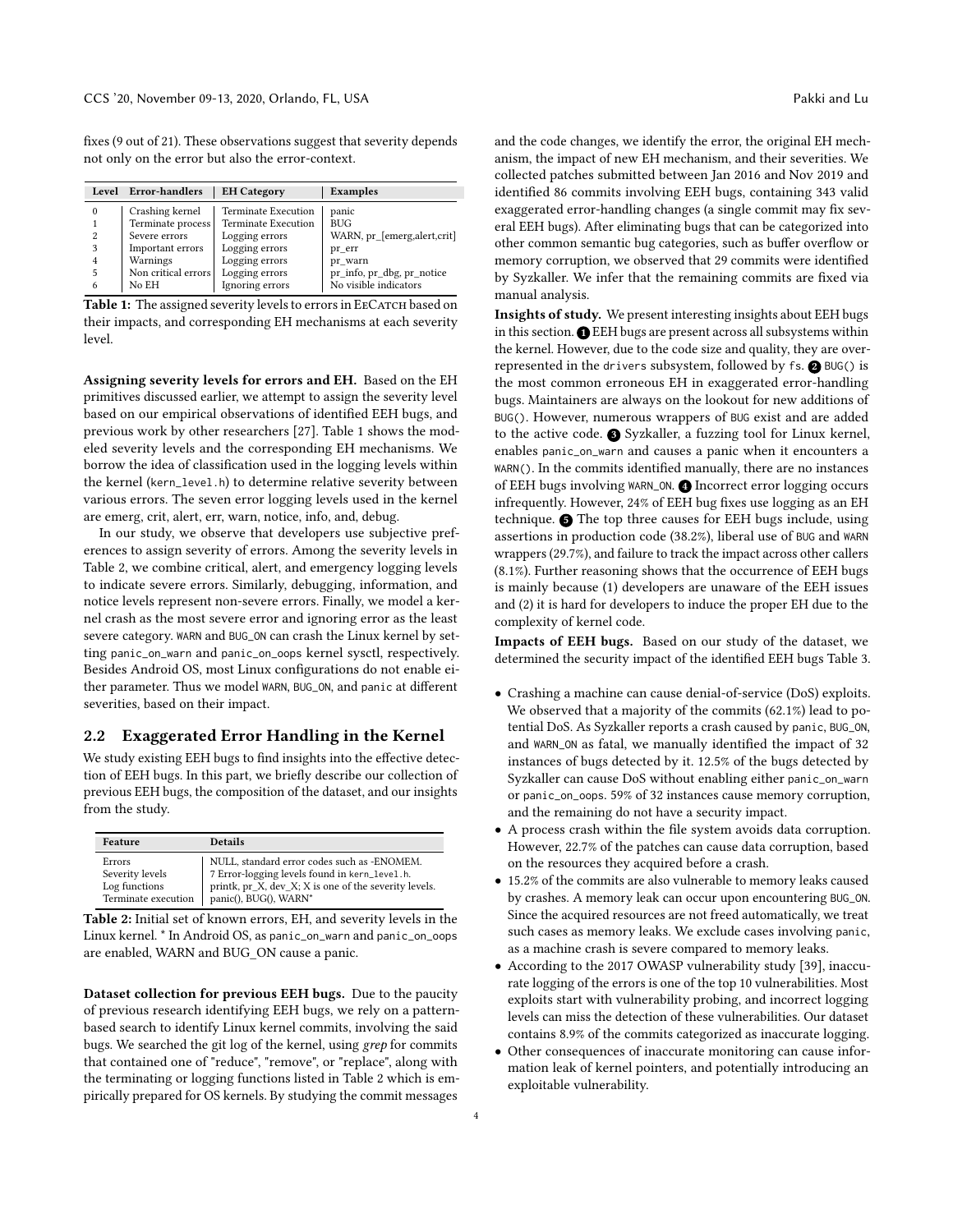fixes (9 out of 21). These observations suggest that severity depends not only on the error but also the error-context.

| Level | Error-handlers | EH Category | Examples |
|---|---|---|---|
| 0 | Crashing kernel | Terminate Execution | panic |
| 1 | Terminate process | Terminate Execution | BUG |
| 2 | Severe errors | Logging errors | WARN, pr_[emerg,alert,crit] |
| 3 | Important errors | Logging errors | pr_err |
| 4 | Warnings | Logging errors | pr_warn |
| 5 | Non critical errors | Logging errors | pr_info, pr_dbg, pr_notice |
| 6 | No EH | Ignoring errors | No visible indicators |

**Table 1:** The assigned severity levels to errors in EeCatch based on their impacts, and corresponding EH mechanisms at each severity level.

**Assigning severity levels for errors and EH.** Based on the EH primitives discussed earlier, we attempt to assign the severity level based on our empirical observations of identified EEH bugs, and previous work by other researchers [27]. Table 1 shows the modeled severity levels and the corresponding EH mechanisms. We borrow the idea of classification used in the logging levels within the kernel (`kern_level.h`) to determine relative severity between various errors. The seven error logging levels used in the kernel are emerg, crit, alert, err, warn, notice, info, and, debug.

In our study, we observe that developers use subjective preferences to assign severity of errors. Among the severity levels in Table 2, we combine critical, alert, and emergency logging levels to indicate severe errors. Similarly, debugging, information, and notice levels represent non-severe errors. Finally, we model a kernel crash as the most severe error and ignoring error as the least severe category. `WARN` and `BUG_ON` can crash the Linux kernel by setting `panic_on_warn` and `panic_on_oops` kernel sysctl, respectively. Besides Android OS, most Linux configurations do not enable either parameter. Thus we model `WARN`, `BUG_ON`, and `panic` at different severities, based on their impact.

## 2.2 Exaggerated Error Handling in the Kernel

We study existing EEH bugs to find insights into the effective detection of EEH bugs. In this part, we briefly describe our collection of previous EEH bugs, the composition of the dataset, and our insights from the study.

| Feature | Details |
|---|---|
| Errors | NULL, standard error codes such as -ENOMEM. |
| Severity levels | 7 Error-logging levels found in `kern_level.h`. |
| Log functions | printk, pr_X, dev_X; X is one of the severity levels. |
| Terminate execution | panic(), BUG(), WARN* |

**Table 2:** Initial set of known errors, EH, and severity levels in the Linux kernel. * In Android OS, as `panic_on_warn` and `panic_on_oops` are enabled, WARN and BUG_ON cause a panic.

**Dataset collection for previous EEH bugs.** Due to the paucity of previous research identifying EEH bugs, we rely on a pattern-based search to identify Linux kernel commits, involving the said bugs. We searched the git log of the kernel, using *grep* for commits that contained one of "reduce", "remove", or "replace", along with the terminating or logging functions listed in Table 2 which is empirically prepared for OS kernels. By studying the commit messages and the code changes, we identify the error, the original EH mechanism, the impact of new EH mechanism, and their severities. We collected patches submitted between Jan 2016 and Nov 2019 and identified 86 commits involving EEH bugs, containing 343 valid exaggerated error-handling changes (a single commit may fix several EEH bugs). After eliminating bugs that can be categorized into other common semantic bug categories, such as buffer overflow or memory corruption, we observed that 29 commits were identified by Syzkaller. We infer that the remaining commits are fixed via manual analysis.

**Insights of study.** We present interesting insights about EEH bugs in this section. ❶ EEH bugs are present across all subsystems within the kernel. However, due to the code size and quality, they are over-represented in the `drivers` subsystem, followed by `fs`. ❷ `BUG()` is the most common erroneous EH in exaggerated error-handling bugs. Maintainers are always on the lookout for new additions of `BUG()`. However, numerous wrappers of `BUG` exist and are added to the active code. ❸ Syzkaller, a fuzzing tool for Linux kernel, enables `panic_on_warn` and causes a panic when it encounters a `WARN()`. In the commits identified manually, there are no instances of EEH bugs involving `WARN_ON`. ❹ Incorrect error logging occurs infrequently. However, 24% of EEH bug fixes use logging as an EH technique. ❺ The top three causes for EEH bugs include, using assertions in production code (38.2%), liberal use of `BUG` and `WARN` wrappers (29.7%), and failure to track the impact across other callers (8.1%). Further reasoning shows that the occurrence of EEH bugs is mainly because (1) developers are unaware of the EEH issues and (2) it is hard for developers to induce the proper EH due to the complexity of kernel code.

**Impacts of EEH bugs.** Based on our study of the dataset, we determined the security impact of the identified EEH bugs Table 3.

- Crashing a machine can cause denial-of-service (DoS) exploits. We observed that a majority of the commits (62.1%) lead to potential DoS. As Syzkaller reports a crash caused by `panic`, `BUG_ON`, and `WARN_ON` as fatal, we manually identified the impact of 32 instances of bugs detected by it. 12.5% of the bugs detected by Syzkaller can cause DoS without enabling either `panic_on_warn` or `panic_on_oops`. 59% of 32 instances cause memory corruption, and the remaining do not have a security impact.
- A process crash within the file system avoids data corruption. However, 22.7% of the patches can cause data corruption, based on the resources they acquired before a crash.
- 15.2% of the commits are also vulnerable to memory leaks caused by crashes. A memory leak can occur upon encountering `BUG_ON`. Since the acquired resources are not freed automatically, we treat such cases as memory leaks. We exclude cases involving `panic`, as a machine crash is severe compared to memory leaks.
- According to the 2017 OWASP vulnerability study [39], inaccurate logging of the errors is one of the top 10 vulnerabilities. Most exploits start with vulnerability probing, and incorrect logging levels can miss the detection of these vulnerabilities. Our dataset contains 8.9% of the commits categorized as inaccurate logging.
- Other consequences of inaccurate monitoring can cause information leak of kernel pointers, and potentially introducing an exploitable vulnerability.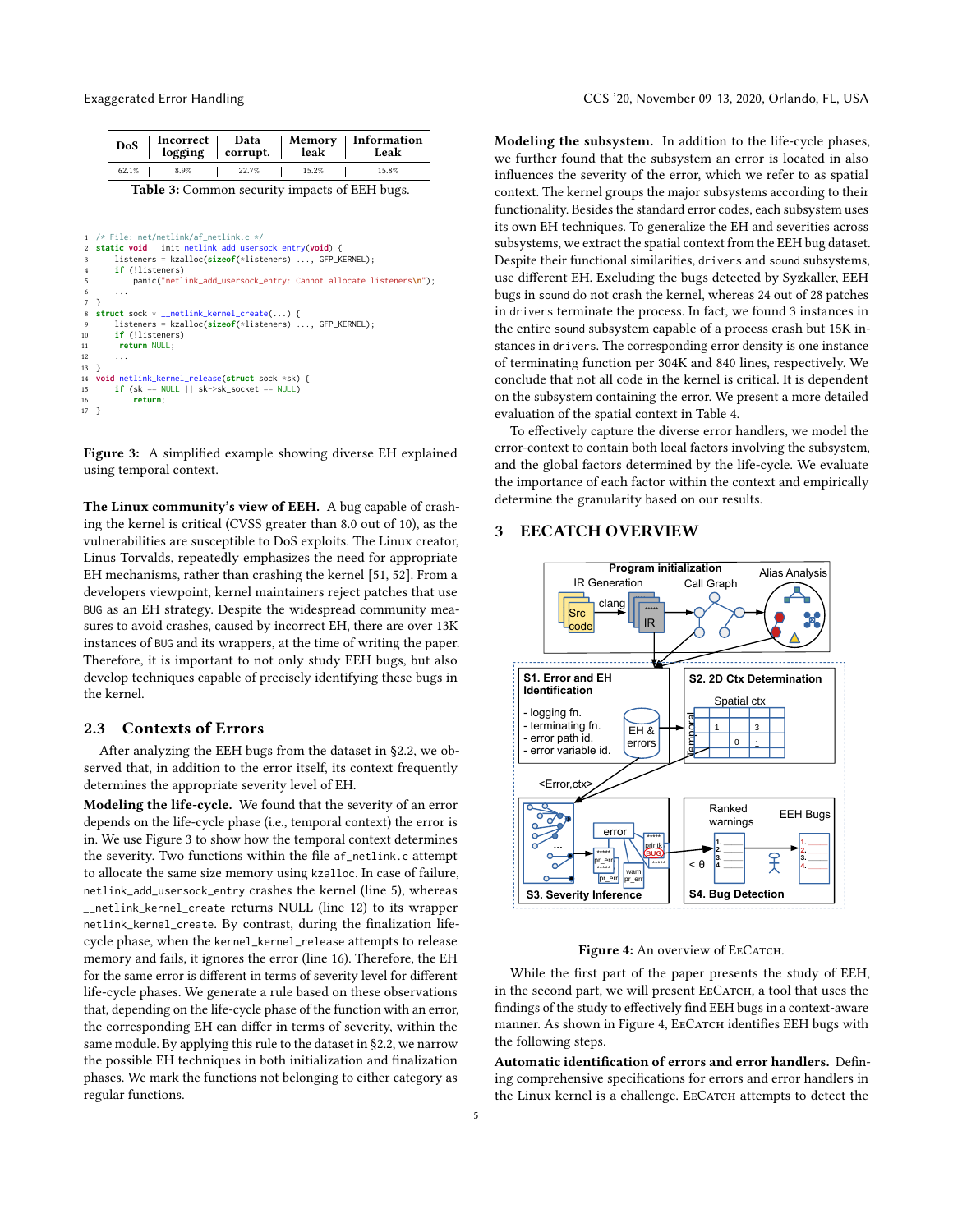| DoS | Incorrect logging | Data corrupt. | Memory leak | Information Leak |
|---|---|---|---|---|
| 62.1% | 8.9% | 22.7% | 15.2% | 15.8% |

**Table 3:** Common security impacts of EEH bugs.

```
1  /* File: net/netlink/af_netlink.c */
2  static void __init netlink_add_usersock_entry(void) {
3      listeners = kzalloc(sizeof(*listeners) ..., GFP_KERNEL);
4      if (!listeners)
5          panic("netlink_add_usersock_entry: Cannot allocate listeners\n");
6      ...
7  }
8  struct sock * __netlink_kernel_create(...) {
9      listeners = kzalloc(sizeof(*listeners) ..., GFP_KERNEL);
10     if (!listeners)
11      return NULL;
12     ...
13 }
14 void netlink_kernel_release(struct sock *sk) {
15     if (sk == NULL || sk->sk_socket == NULL)
16         return;
17 }
```

**Figure 3:** A simplified example showing diverse EH explained using temporal context.

**The Linux community's view of EEH.** A bug capable of crashing the kernel is critical (CVSS greater than 8.0 out of 10), as the vulnerabilities are susceptible to DoS exploits. The Linux creator, Linus Torvalds, repeatedly emphasizes the need for appropriate EH mechanisms, rather than crashing the kernel [51, 52]. From a developers viewpoint, kernel maintainers reject patches that use BUG as an EH strategy. Despite the widespread community measures to avoid crashes, caused by incorrect EH, there are over 13K instances of BUG and its wrappers, at the time of writing the paper. Therefore, it is important to not only study EEH bugs, but also develop techniques capable of precisely identifying these bugs in the kernel.

## 2.3 Contexts of Errors

After analyzing the EEH bugs from the dataset in §2.2, we observed that, in addition to the error itself, its context frequently determines the appropriate severity level of EH.

**Modeling the life-cycle.** We found that the severity of an error depends on the life-cycle phase (i.e., temporal context) the error is in. We use Figure 3 to show how the temporal context determines the severity. Two functions within the file af_netlink.c attempt to allocate the same size memory using kzalloc. In case of failure, netlink_add_usersock_entry crashes the kernel (line 5), whereas __netlink_kernel_create returns NULL (line 12) to its wrapper netlink_kernel_create. By contrast, during the finalization life-cycle phase, when the kernel_kernel_release attempts to release memory and fails, it ignores the error (line 16). Therefore, the EH for the same error is different in terms of severity level for different life-cycle phases. We generate a rule based on these observations that, depending on the life-cycle phase of the function with an error, the corresponding EH can differ in terms of severity, within the same module. By applying this rule to the dataset in §2.2, we narrow the possible EH techniques in both initialization and finalization phases. We mark the functions not belonging to either category as regular functions.

**Modeling the subsystem.** In addition to the life-cycle phases, we further found that the subsystem an error is located in also influences the severity of the error, which we refer to as spatial context. The kernel groups the major subsystems according to their functionality. Besides the standard error codes, each subsystem uses its own EH techniques. To generalize the EH and severities across subsystems, we extract the spatial context from the EEH bug dataset. Despite their functional similarities, drivers and sound subsystems, use different EH. Excluding the bugs detected by Syzkaller, EEH bugs in sound do not crash the kernel, whereas 24 out of 28 patches in drivers terminate the process. In fact, we found 3 instances in the entire sound subsystem capable of a process crash but 15K instances in drivers. The corresponding error density is one instance of terminating function per 304K and 840 lines, respectively. We conclude that not all code in the kernel is critical. It is dependent on the subsystem containing the error. We present a more detailed evaluation of the spatial context in Table 4.

To effectively capture the diverse error handlers, we model the error-context to contain both local factors involving the subsystem, and the global factors determined by the life-cycle. We evaluate the importance of each factor within the context and empirically determine the granularity based on our results.

# 3 EECATCH OVERVIEW

**Figure 4:** An overview of EECATCH.

While the first part of the paper presents the study of EEH, in the second part, we will present EECATCH, a tool that uses the findings of the study to effectively find EEH bugs in a context-aware manner. As shown in Figure 4, EECATCH identifies EEH bugs with the following steps.

**Automatic identification of errors and error handlers.** Defining comprehensive specifications for errors and error handlers in the Linux kernel is a challenge. EECATCH attempts to detect the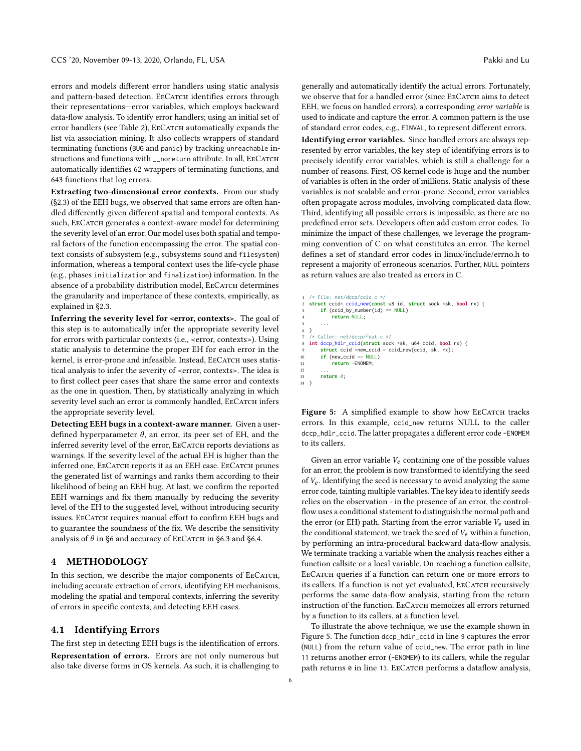errors and models different error handlers using static analysis and pattern-based detection. EeCatch identifies errors through their representations—error variables, which employs backward data-flow analysis. To identify error handlers; using an initial set of error handlers (see Table 2), EeCatch automatically expands the list via association mining. It also collects wrappers of standard terminating functions (BUG and panic) by tracking unreachable instructions and functions with __noreturn attribute. In all, EeCatch automatically identifies 62 wrappers of terminating functions, and 643 functions that log errors.

**Extracting two-dimensional error contexts.** From our study (§2.3) of the EEH bugs, we observed that same errors are often handled differently given different spatial and temporal contexts. As such, EeCatch generates a context-aware model for determining the severity level of an error. Our model uses both spatial and temporal factors of the function encompassing the error. The spatial context consists of subsystem (e.g., subsystems sound and filesystem) information, whereas a temporal context uses the life-cycle phase (e.g., phases initialization and finalization) information. In the absence of a probability distribution model, EeCatch determines the granularity and importance of these contexts, empirically, as explained in §2.3.

**Inferring the severity level for <error, contexts>.** The goal of this step is to automatically infer the appropriate severity level for errors with particular contexts (i.e., <error, contexts>). Using static analysis to determine the proper EH for each error in the kernel, is error-prone and infeasible. Instead, EeCatch uses statistical analysis to infer the severity of <error, contexts>. The idea is to first collect peer cases that share the same error and contexts as the one in question. Then, by statistically analyzing in which severity level such an error is commonly handled, EeCatch infers the appropriate severity level.

**Detecting EEH bugs in a context-aware manner.** Given a user-defined hyperparameter $\theta$, an error, its peer set of EH, and the inferred severity level of the error, EeCatch reports deviations as warnings. If the severity level of the actual EH is higher than the inferred one, EeCatch reports it as an EEH case. EeCatch prunes the generated list of warnings and ranks them according to their likelihood of being an EEH bug. At last, we confirm the reported EEH warnings and fix them manually by reducing the severity level of the EH to the suggested level, without introducing security issues. EeCatch requires manual effort to confirm EEH bugs and to guarantee the soundness of the fix. We describe the sensitivity analysis of $\theta$ in §6 and accuracy of EeCatch in §6.3 and §6.4.

## 4 METHODOLOGY

In this section, we describe the major components of EeCatch, including accurate extraction of errors, identifying EH mechanisms, modeling the spatial and temporal contexts, inferring the severity of errors in specific contexts, and detecting EEH cases.

### 4.1 Identifying Errors

The first step in detecting EEH bugs is the identification of errors.

**Representation of errors.** Errors are not only numerous but also take diverse forms in OS kernels. As such, it is challenging to generally and automatically identify the actual errors. Fortunately, we observe that for a handled error (since EeCatch aims to detect EEH, we focus on handled errors), a corresponding *error variable* is used to indicate and capture the error. A common pattern is the use of standard error codes, e.g., EINVAL, to represent different errors.

**Identifying error variables.** Since handled errors are always represented by error variables, the key step of identifying errors is to precisely identify error variables, which is still a challenge for a number of reasons. First, OS kernel code is huge and the number of variables is often in the order of millions. Static analysis of these variables is not scalable and error-prone. Second, error variables often propagate across modules, involving complicated data flow. Third, identifying all possible errors is impossible, as there are no predefined error sets. Developers often add custom error codes. To minimize the impact of these challenges, we leverage the programming convention of C on what constitutes an error. The kernel defines a set of standard error codes in linux/include/errno.h to represent a majority of erroneous scenarios. Further, NULL pointers as return values are also treated as errors in C.

```
1  /* File: net/dccp/ccid.c */
2  struct ccid* ccid_new(const u8 id, struct sock *sk, bool rx) {
3      if (ccid_by_number(id) == NULL)
4          return NULL;
5      ...
6  }
7  /* Caller: net/dccp/feat.c */
8  int dccp_hdlr_ccid(struct sock *sk, u64 ccid, bool rx) {
9      struct ccid *new_ccid = ccid_new(ccid, sk, rx);
10     if (new_ccid == NULL)
11         return -ENOMEM;
12     ...
13     return 0;
14 }
```

**Figure 5:** A simplified example to show how EeCatch tracks errors. In this example, ccid_new returns NULL to the caller dccp_hdlr_ccid. The latter propagates a different error code -ENOMEM to its callers.

Given an error variable $V_e$ containing one of the possible values for an error, the problem is now transformed to identifying the seed of $V_e$. Identifying the seed is necessary to avoid analyzing the same error code, tainting multiple variables. The key idea to identify seeds relies on the observation - in the presence of an error, the control-flow uses a conditional statement to distinguish the normal path and the error (or EH) path. Starting from the error variable $V_e$ used in the conditional statement, we track the seed of $V_e$ within a function, by performing an intra-procedural backward data-flow analysis. We terminate tracking a variable when the analysis reaches either a function callsite or a local variable. On reaching a function callsite, EeCatch queries if a function can return one or more errors to its callers. If a function is not yet evaluated, EeCatch recursively performs the same data-flow analysis, starting from the return instruction of the function. EeCatch memoizes all errors returned by a function to its callers, at a function level.

To illustrate the above technique, we use the example shown in Figure 5. The function dccp_hdlr_ccid in line 9 captures the error (NULL) from the return value of ccid_new. The error path in line 11 returns another error (-ENOMEM) to its callers, while the regular path returns 0 in line 13. EeCatch performs a dataflow analysis,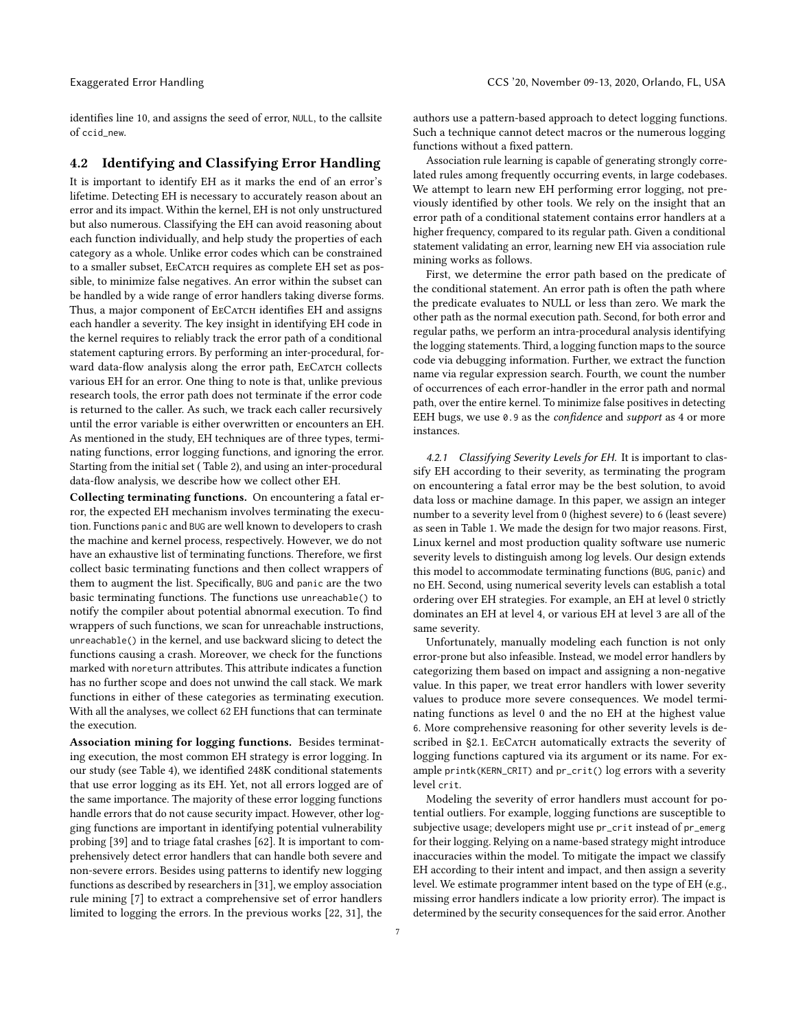identifies line 10, and assigns the seed of error, `NULL`, to the callsite of `ccid_new`.

## 4.2 Identifying and Classifying Error Handling

It is important to identify EH as it marks the end of an error's lifetime. Detecting EH is necessary to accurately reason about an error and its impact. Within the kernel, EH is not only unstructured but also numerous. Classifying the EH can avoid reasoning about each function individually, and help study the properties of each category as a whole. Unlike error codes which can be constrained to a smaller subset, EeCatch requires as complete EH set as possible, to minimize false negatives. An error within the subset can be handled by a wide range of error handlers taking diverse forms. Thus, a major component of EeCatch identifies EH and assigns each handler a severity. The key insight in identifying EH code in the kernel requires to reliably track the error path of a conditional statement capturing errors. By performing an inter-procedural, forward data-flow analysis along the error path, EeCatch collects various EH for an error. One thing to note is that, unlike previous research tools, the error path does not terminate if the error code is returned to the caller. As such, we track each caller recursively until the error variable is either overwritten or encounters an EH. As mentioned in the study, EH techniques are of three types, terminating functions, error logging functions, and ignoring the error. Starting from the initial set ( Table 2), and using an inter-procedural data-flow analysis, we describe how we collect other EH.

**Collecting terminating functions.** On encountering a fatal error, the expected EH mechanism involves terminating the execution. Functions `panic` and `BUG` are well known to developers to crash the machine and kernel process, respectively. However, we do not have an exhaustive list of terminating functions. Therefore, we first collect basic terminating functions and then collect wrappers of them to augment the list. Specifically, `BUG` and `panic` are the two basic terminating functions. The functions use `unreachable()` to notify the compiler about potential abnormal execution. To find wrappers of such functions, we scan for unreachable instructions, `unreachable()` in the kernel, and use backward slicing to detect the functions causing a crash. Moreover, we check for the functions marked with `noreturn` attributes. This attribute indicates a function has no further scope and does not unwind the call stack. We mark functions in either of these categories as terminating execution. With all the analyses, we collect 62 EH functions that can terminate the execution.

**Association mining for logging functions.** Besides terminating execution, the most common EH strategy is error logging. In our study (see Table 4), we identified 248K conditional statements that use error logging as its EH. Yet, not all errors logged are of the same importance. The majority of these error logging functions handle errors that do not cause security impact. However, other logging functions are important in identifying potential vulnerability probing [39] and to triage fatal crashes [62]. It is important to comprehensively detect error handlers that can handle both severe and non-severe errors. Besides using patterns to identify new logging functions as described by researchers in [31], we employ association rule mining [7] to extract a comprehensive set of error handlers limited to logging the errors. In the previous works [22, 31], the authors use a pattern-based approach to detect logging functions. Such a technique cannot detect macros or the numerous logging functions without a fixed pattern.

Association rule learning is capable of generating strongly correlated rules among frequently occurring events, in large codebases. We attempt to learn new EH performing error logging, not previously identified by other tools. We rely on the insight that an error path of a conditional statement contains error handlers at a higher frequency, compared to its regular path. Given a conditional statement validating an error, learning new EH via association rule mining works as follows.

First, we determine the error path based on the predicate of the conditional statement. An error path is often the path where the predicate evaluates to NULL or less than zero. We mark the other path as the normal execution path. Second, for both error and regular paths, we perform an intra-procedural analysis identifying the logging statements. Third, a logging function maps to the source code via debugging information. Further, we extract the function name via regular expression search. Fourth, we count the number of occurrences of each error-handler in the error path and normal path, over the entire kernel. To minimize false positives in detecting EEH bugs, we use `0.9` as the *confidence* and *support* as 4 or more instances.

#### 4.2.1 Classifying Severity Levels for EH.

It is important to classify EH according to their severity, as terminating the program on encountering a fatal error may be the best solution, to avoid data loss or machine damage. In this paper, we assign an integer number to a severity level from `0` (highest severe) to `6` (least severe) as seen in Table 1. We made the design for two major reasons. First, Linux kernel and most production quality software use numeric severity levels to distinguish among log levels. Our design extends this model to accommodate terminating functions (`BUG`, `panic`) and no EH. Second, using numerical severity levels can establish a total ordering over EH strategies. For example, an EH at level `0` strictly dominates an EH at level `4`, or various EH at level `3` are all of the same severity.

Unfortunately, manually modeling each function is not only error-prone but also infeasible. Instead, we model error handlers by categorizing them based on impact and assigning a non-negative value. In this paper, we treat error handlers with lower severity values to produce more severe consequences. We model terminating functions as level `0` and the no EH at the highest value `6`. More comprehensive reasoning for other severity levels is described in §2.1. EeCatch automatically extracts the severity of logging functions captured via its argument or its name. For example `printk(KERN_CRIT)` and `pr_crit()` log errors with a severity level `crit`.

Modeling the severity of error handlers must account for potential outliers. For example, logging functions are susceptible to subjective usage; developers might use `pr_crit` instead of `pr_emerg` for their logging. Relying on a name-based strategy might introduce inaccuracies within the model. To mitigate the impact we classify EH according to their intent and impact, and then assign a severity level. We estimate programmer intent based on the type of EH (e.g., missing error handlers indicate a low priority error). The impact is determined by the security consequences for the said error. Another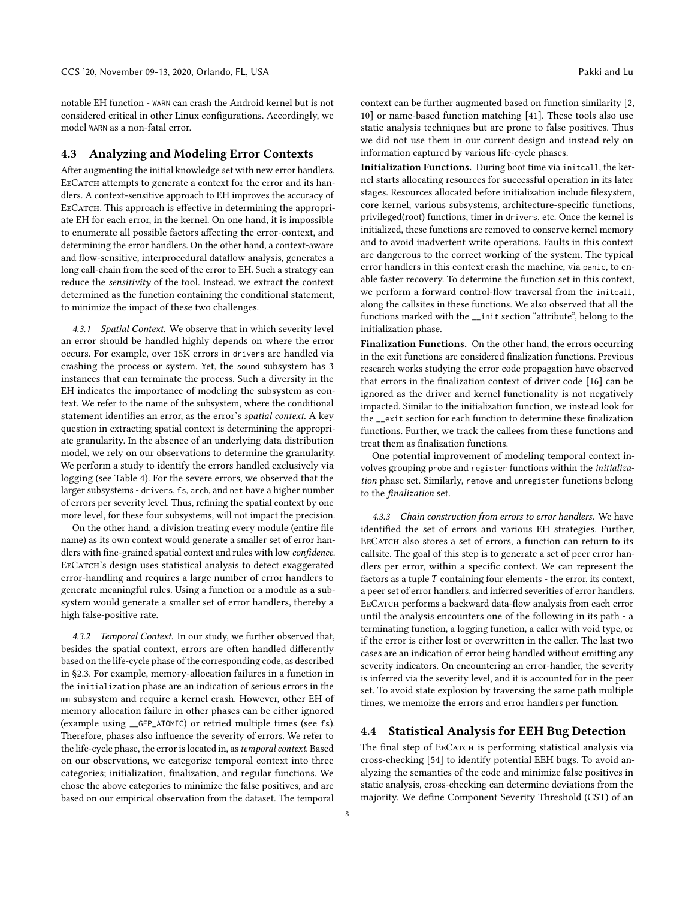notable EH function - WARN can crash the Android kernel but is not considered critical in other Linux configurations. Accordingly, we model WARN as a non-fatal error.

## 4.3 Analyzing and Modeling Error Contexts

After augmenting the initial knowledge set with new error handlers, EeCatch attempts to generate a context for the error and its handlers. A context-sensitive approach to EH improves the accuracy of EeCatch. This approach is effective in determining the appropriate EH for each error, in the kernel. On one hand, it is impossible to enumerate all possible factors affecting the error-context, and determining the error handlers. On the other hand, a context-aware and flow-sensitive, interprocedural dataflow analysis, generates a long call-chain from the seed of the error to EH. Such a strategy can reduce the *sensitivity* of the tool. Instead, we extract the context determined as the function containing the conditional statement, to minimize the impact of these two challenges.

*4.3.1 Spatial Context.* We observe that in which severity level an error should be handled highly depends on where the error occurs. For example, over 15K errors in drivers are handled via crashing the process or system. Yet, the sound subsystem has 3 instances that can terminate the process. Such a diversity in the EH indicates the importance of modeling the subsystem as context. We refer to the name of the subsystem, where the conditional statement identifies an error, as the error's *spatial context*. A key question in extracting spatial context is determining the appropriate granularity. In the absence of an underlying data distribution model, we rely on our observations to determine the granularity. We perform a study to identify the errors handled exclusively via logging (see Table 4). For the severe errors, we observed that the larger subsystems - drivers, fs, arch, and net have a higher number of errors per severity level. Thus, refining the spatial context by one more level, for these four subsystems, will not impact the precision.

On the other hand, a division treating every module (entire file name) as its own context would generate a smaller set of error handlers with fine-grained spatial context and rules with low *confidence*. EeCatch's design uses statistical analysis to detect exaggerated error-handling and requires a large number of error handlers to generate meaningful rules. Using a function or a module as a subsystem would generate a smaller set of error handlers, thereby a high false-positive rate.

*4.3.2 Temporal Context.* In our study, we further observed that, besides the spatial context, errors are often handled differently based on the life-cycle phase of the corresponding code, as described in §2.3. For example, memory-allocation failures in a function in the initialization phase are an indication of serious errors in the mm subsystem and require a kernel crash. However, other EH of memory allocation failure in other phases can be either ignored (example using __GFP_ATOMIC) or retried multiple times (see fs). Therefore, phases also influence the severity of errors. We refer to the life-cycle phase, the error is located in, as *temporal context*. Based on our observations, we categorize temporal context into three categories; initialization, finalization, and regular functions. We chose the above categories to minimize the false positives, and are based on our empirical observation from the dataset. The temporal context can be further augmented based on function similarity [2, 10] or name-based function matching [41]. These tools also use static analysis techniques but are prone to false positives. Thus we did not use them in our current design and instead rely on information captured by various life-cycle phases.

**Initialization Functions.** During boot time via initcall, the kernel starts allocating resources for successful operation in its later stages. Resources allocated before initialization include filesystem, core kernel, various subsystems, architecture-specific functions, privileged(root) functions, timer in drivers, etc. Once the kernel is initialized, these functions are removed to conserve kernel memory and to avoid inadvertent write operations. Faults in this context are dangerous to the correct working of the system. The typical error handlers in this context crash the machine, via panic, to enable faster recovery. To determine the function set in this context, we perform a forward control-flow traversal from the initcall, along the callsites in these functions. We also observed that all the functions marked with the __init section "attribute", belong to the initialization phase.

**Finalization Functions.** On the other hand, the errors occurring in the exit functions are considered finalization functions. Previous research works studying the error code propagation have observed that errors in the finalization context of driver code [16] can be ignored as the driver and kernel functionality is not negatively impacted. Similar to the initialization function, we instead look for the __exit section for each function to determine these finalization functions. Further, we track the callees from these functions and treat them as finalization functions.

One potential improvement of modeling temporal context involves grouping probe and register functions within the *initialization* phase set. Similarly, remove and unregister functions belong to the *finalization* set.

*4.3.3 Chain construction from errors to error handlers.* We have identified the set of errors and various EH strategies. Further, EeCatch also stores a set of errors, a function can return to its callsite. The goal of this step is to generate a set of peer error handlers per error, within a specific context. We can represent the factors as a tuple $T$ containing four elements - the error, its context, a peer set of error handlers, and inferred severities of error handlers. EeCatch performs a backward data-flow analysis from each error until the analysis encounters one of the following in its path - a terminating function, a logging function, a caller with void type, or if the error is either lost or overwritten in the caller. The last two cases are an indication of error being handled without emitting any severity indicators. On encountering an error-handler, the severity is inferred via the severity level, and it is accounted for in the peer set. To avoid state explosion by traversing the same path multiple times, we memoize the errors and error handlers per function.

## 4.4 Statistical Analysis for EEH Bug Detection

The final step of EeCatch is performing statistical analysis via cross-checking [54] to identify potential EEH bugs. To avoid analyzing the semantics of the code and minimize false positives in static analysis, cross-checking can determine deviations from the majority. We define Component Severity Threshold (CST) of an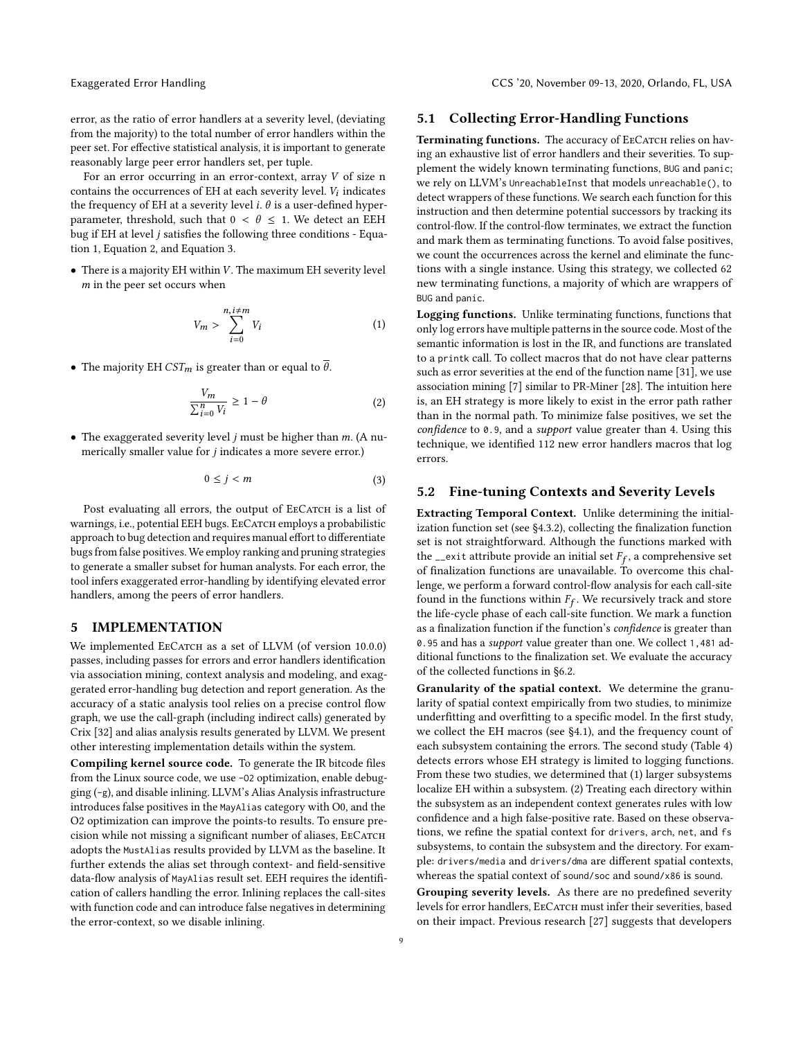error, as the ratio of error handlers at a severity level, (deviating from the majority) to the total number of error handlers within the peer set. For effective statistical analysis, it is important to generate reasonably large peer error handlers set, per tuple.

For an error occurring in an error-context, array $V$ of size n contains the occurrences of EH at each severity level. $V_i$ indicates the frequency of EH at a severity level $i$. $\theta$ is a user-defined hyper-parameter, threshold, such that $0 < \theta \leq 1$. We detect an EEH bug if EH at level $j$ satisfies the following three conditions - Equation 1, Equation 2, and Equation 3.

- There is a majority EH within $V$. The maximum EH severity level $m$ in the peer set occurs when

$$V_m > \sum_{i=0}^{n, i \neq m} V_i \tag{1}$$

- The majority EH $CST_m$ is greater than or equal to $\overline{\theta}$.

$$\frac{V_m}{\sum_{i=0}^{n} V_i} \geq 1 - \theta \tag{2}$$

- The exaggerated severity level $j$ must be higher than $m$. (A numerically smaller value for $j$ indicates a more severe error.)

$$0 \leq j < m \tag{3}$$

Post evaluating all errors, the output of EeCatch is a list of warnings, i.e., potential EEH bugs. EeCatch employs a probabilistic approach to bug detection and requires manual effort to differentiate bugs from false positives. We employ ranking and pruning strategies to generate a smaller subset for human analysts. For each error, the tool infers exaggerated error-handling by identifying elevated error handlers, among the peers of error handlers.

## 5 IMPLEMENTATION

We implemented EeCatch as a set of LLVM (of version 10.0.0) passes, including passes for errors and error handlers identification via association mining, context analysis and modeling, and exaggerated error-handling bug detection and report generation. As the accuracy of a static analysis tool relies on a precise control flow graph, we use the call-graph (including indirect calls) generated by Crix [32] and alias analysis results generated by LLVM. We present other interesting implementation details within the system.

**Compiling kernel source code.** To generate the IR bitcode files from the Linux source code, we use `-O2` optimization, enable debugging (`-g`), and disable inlining. LLVM's Alias Analysis infrastructure introduces false positives in the `MayAlias` category with O0, and the O2 optimization can improve the points-to results. To ensure precision while not missing a significant number of aliases, EeCatch adopts the `MustAlias` results provided by LLVM as the baseline. It further extends the alias set through context- and field-sensitive data-flow analysis of `MayAlias` result set. EEH requires the identification of callers handling the error. Inlining replaces the call-sites with function code and can introduce false negatives in determining the error-context, so we disable inlining.

### 5.1 Collecting Error-Handling Functions

**Terminating functions.** The accuracy of EeCatch relies on having an exhaustive list of error handlers and their severities. To supplement the widely known terminating functions, `BUG` and `panic`; we rely on LLVM's `UnreachableInst` that models `unreachable()`, to detect wrappers of these functions. We search each function for this instruction and then determine potential successors by tracking its control-flow. If the control-flow terminates, we extract the function and mark them as terminating functions. To avoid false positives, we count the occurrences across the kernel and eliminate the functions with a single instance. Using this strategy, we collected 62 new terminating functions, a majority of which are wrappers of `BUG` and `panic`.

**Logging functions.** Unlike terminating functions, functions that only log errors have multiple patterns in the source code. Most of the semantic information is lost in the IR, and functions are translated to a `printk` call. To collect macros that do not have clear patterns such as error severities at the end of the function name [31], we use association mining [7] similar to PR-Miner [28]. The intuition here is, an EH strategy is more likely to exist in the error path rather than in the normal path. To minimize false positives, we set the *confidence* to `0.9`, and a *support* value greater than 4. Using this technique, we identified 112 new error handlers macros that log errors.

### 5.2 Fine-tuning Contexts and Severity Levels

**Extracting Temporal Context.** Unlike determining the initialization function set (see §4.3.2), collecting the finalization function set is not straightforward. Although the functions marked with the `__exit` attribute provide an initial set $F_f$, a comprehensive set of finalization functions are unavailable. To overcome this challenge, we perform a forward control-flow analysis for each call-site found in the functions within $F_f$. We recursively track and store the life-cycle phase of each call-site function. We mark a function as a finalization function if the function's *confidence* is greater than `0.95` and has a *support* value greater than one. We collect `1,481` additional functions to the finalization set. We evaluate the accuracy of the collected functions in §6.2.

**Granularity of the spatial context.** We determine the granularity of spatial context empirically from two studies, to minimize underfitting and overfitting to a specific model. In the first study, we collect the EH macros (see §4.1), and the frequency count of each subsystem containing the errors. The second study (Table 4) detects errors whose EH strategy is limited to logging functions. From these two studies, we determined that (1) larger subsystems localize EH within a subsystem. (2) Treating each directory within the subsystem as an independent context generates rules with low confidence and a high false-positive rate. Based on these observations, we refine the spatial context for `drivers`, `arch`, `net`, and `fs` subsystems, to contain the subsystem and the directory. For example: `drivers/media` and `drivers/dma` are different spatial contexts, whereas the spatial context of `sound/soc` and `sound/x86` is `sound`.

**Grouping severity levels.** As there are no predefined severity levels for error handlers, EeCatch must infer their severities, based on their impact. Previous research [27] suggests that developers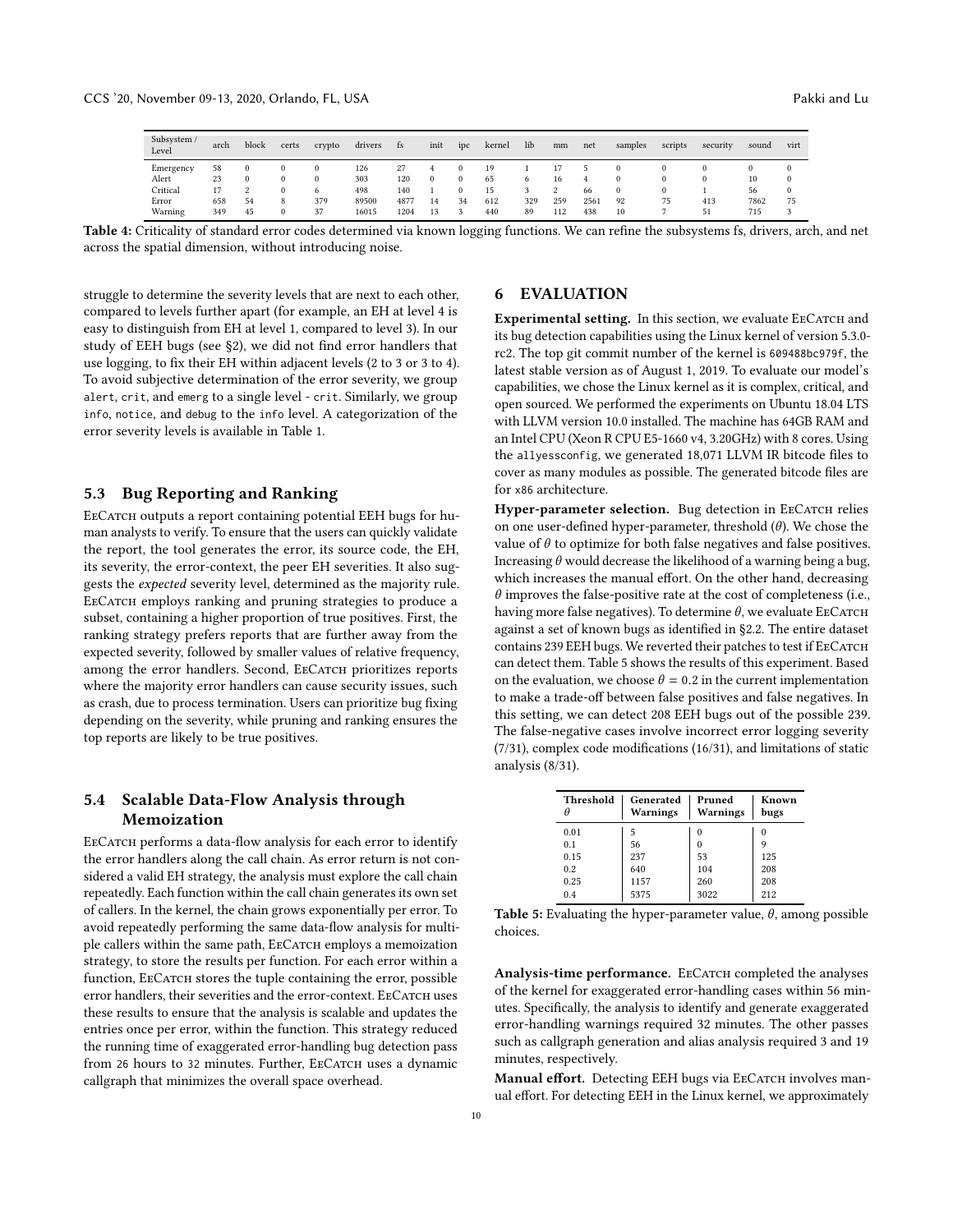| Subsystem / Level | arch | block | certs | crypto | drivers | fs | init | ipc | kernel | lib | mm | net | samples | scripts | security | sound | virt |
|---|---|---|---|---|---|---|---|---|---|---|---|---|---|---|---|---|---|
| Emergency | 58 | 0 | 0 | 0 | 126 | 27 | 4 | 0 | 19 | 1 | 17 | 5 | 0 | 0 | 0 | 0 | 0 |
| Alert | 23 | 0 | 0 | 0 | 303 | 120 | 0 | 0 | 65 | 6 | 16 | 4 | 0 | 0 | 0 | 10 | 0 |
| Critical | 17 | 2 | 0 | 6 | 498 | 140 | 1 | 0 | 15 | 3 | 2 | 66 | 0 | 0 | 1 | 56 | 0 |
| Error | 658 | 54 | 8 | 379 | 89500 | 4877 | 14 | 34 | 612 | 329 | 259 | 2561 | 92 | 75 | 413 | 7862 | 75 |
| Warning | 349 | 45 | 0 | 37 | 16015 | 1204 | 13 | 3 | 440 | 89 | 112 | 438 | 10 | 7 | 51 | 715 | 3 |

**Table 4:** Criticality of standard error codes determined via known logging functions. We can refine the subsystems fs, drivers, arch, and net across the spatial dimension, without introducing noise.

struggle to determine the severity levels that are next to each other, compared to levels further apart (for example, an EH at level 4 is easy to distinguish from EH at level 1, compared to level 3). In our study of EEH bugs (see §2), we did not find error handlers that use logging, to fix their EH within adjacent levels (2 to 3 or 3 to 4). To avoid subjective determination of the error severity, we group `alert`, `crit`, and `emerg` to a single level - `crit`. Similarly, we group `info`, `notice`, and `debug` to the `info` level. A categorization of the error severity levels is available in Table 1.

## 5.3 Bug Reporting and Ranking

EeCatch outputs a report containing potential EEH bugs for human analysts to verify. To ensure that the users can quickly validate the report, the tool generates the error, its source code, the EH, its severity, the error-context, the peer EH severities. It also suggests the *expected* severity level, determined as the majority rule. EeCatch employs ranking and pruning strategies to produce a subset, containing a higher proportion of true positives. First, the ranking strategy prefers reports that are further away from the expected severity, followed by smaller values of relative frequency, among the error handlers. Second, EeCatch prioritizes reports where the majority error handlers can cause security issues, such as crash, due to process termination. Users can prioritize bug fixing depending on the severity, while pruning and ranking ensures the top reports are likely to be true positives.

## 5.4 Scalable Data-Flow Analysis through Memoization

EeCatch performs a data-flow analysis for each error to identify the error handlers along the call chain. As error return is not considered a valid EH strategy, the analysis must explore the call chain repeatedly. Each function within the call chain generates its own set of callers. In the kernel, the chain grows exponentially per error. To avoid repeatedly performing the same data-flow analysis for multiple callers within the same path, EeCatch employs a memoization strategy, to store the results per function. For each error within a function, EeCatch stores the tuple containing the error, possible error handlers, their severities and the error-context. EeCatch uses these results to ensure that the analysis is scalable and updates the entries once per error, within the function. This strategy reduced the running time of exaggerated error-handling bug detection pass from 26 hours to 32 minutes. Further, EeCatch uses a dynamic callgraph that minimizes the overall space overhead.

# 6 EVALUATION

**Experimental setting.** In this section, we evaluate EeCatch and its bug detection capabilities using the Linux kernel of version 5.3.0-rc2. The top git commit number of the kernel is `609488bc979f`, the latest stable version as of August 1, 2019. To evaluate our model's capabilities, we chose the Linux kernel as it is complex, critical, and open sourced. We performed the experiments on Ubuntu 18.04 LTS with LLVM version 10.0 installed. The machine has 64GB RAM and an Intel CPU (Xeon R CPU E5-1660 v4, 3.20GHz) with 8 cores. Using the `allyessconfig`, we generated 18,071 LLVM IR bitcode files to cover as many modules as possible. The generated bitcode files are for `x86` architecture.

**Hyper-parameter selection.** Bug detection in EeCatch relies on one user-defined hyper-parameter, threshold ($\theta$). We chose the value of $\theta$ to optimize for both false negatives and false positives. Increasing $\theta$ would decrease the likelihood of a warning being a bug, which increases the manual effort. On the other hand, decreasing $\theta$ improves the false-positive rate at the cost of completeness (i.e., having more false negatives). To determine $\theta$, we evaluate EeCatch against a set of known bugs as identified in §2.2. The entire dataset contains 239 EEH bugs. We reverted their patches to test if EeCatch can detect them. Table 5 shows the results of this experiment. Based on the evaluation, we choose $\theta = 0.2$ in the current implementation to make a trade-off between false positives and false negatives. In this setting, we can detect 208 EEH bugs out of the possible 239. The false-negative cases involve incorrect error logging severity (7/31), complex code modifications (16/31), and limitations of static analysis (8/31).

| Threshold $\theta$ | Generated Warnings | Pruned Warnings | Known bugs |
|---|---|---|---|
| 0.01 | 5 | 0 | 0 |
| 0.1 | 56 | 0 | 9 |
| 0.15 | 237 | 53 | 125 |
| 0.2 | 640 | 104 | 208 |
| 0.25 | 1157 | 260 | 208 |
| 0.4 | 5375 | 3022 | 212 |

**Table 5:** Evaluating the hyper-parameter value, $\theta$, among possible choices.

**Analysis-time performance.** EeCatch completed the analyses of the kernel for exaggerated error-handling cases within 56 minutes. Specifically, the analysis to identify and generate exaggerated error-handling warnings required 32 minutes. The other passes such as callgraph generation and alias analysis required 3 and 19 minutes, respectively.

**Manual effort.** Detecting EEH bugs via EeCatch involves manual effort. For detecting EEH in the Linux kernel, we approximately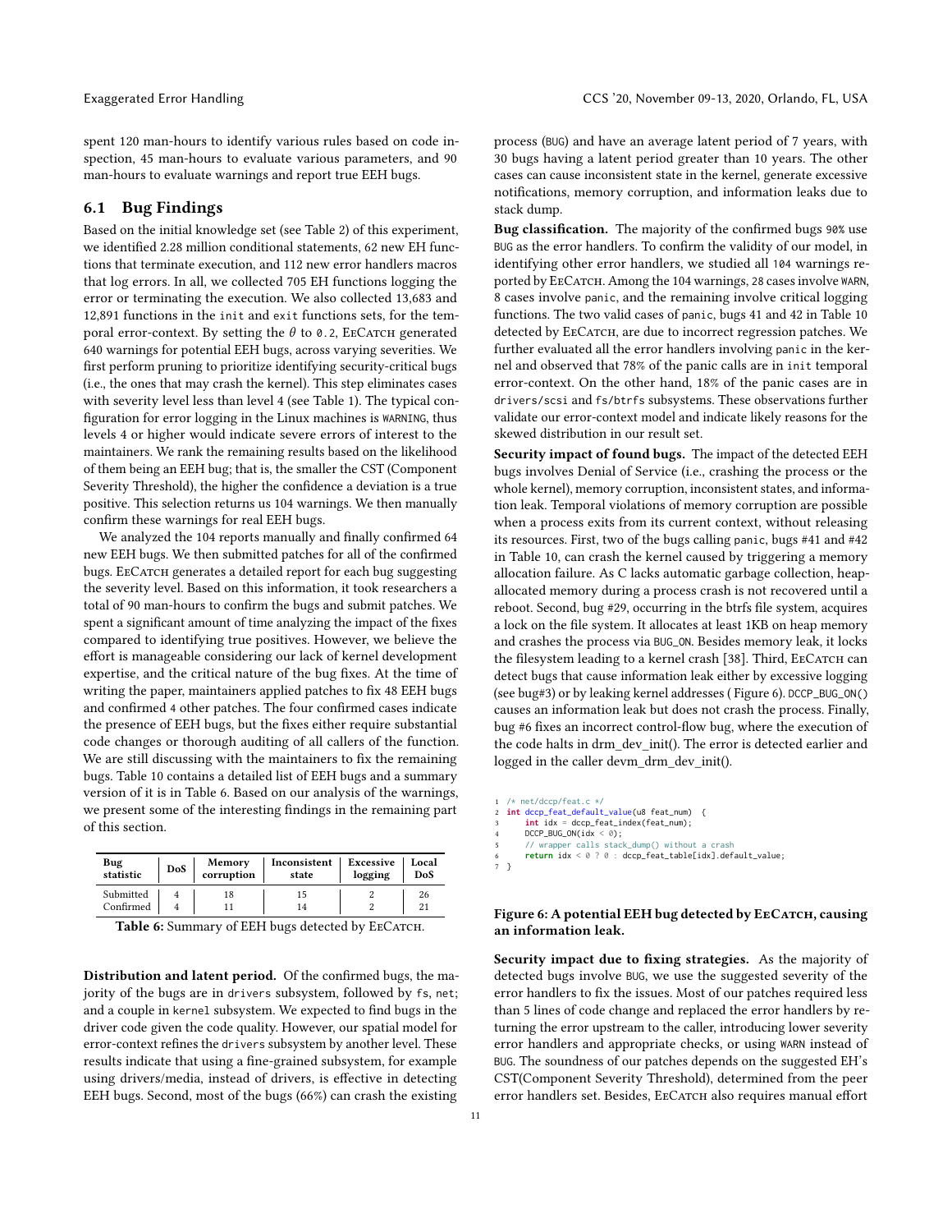spent 120 man-hours to identify various rules based on code inspection, 45 man-hours to evaluate various parameters, and 90 man-hours to evaluate warnings and report true EEH bugs.

## 6.1 Bug Findings

Based on the initial knowledge set (see Table 2) of this experiment, we identified 2.28 million conditional statements, 62 new EH functions that terminate execution, and 112 new error handlers macros that log errors. In all, we collected 705 EH functions logging the error or terminating the execution. We also collected 13,683 and 12,891 functions in the init and exit functions sets, for the temporal error-context. By setting the $\theta$ to 0.2, EeCatch generated 640 warnings for potential EEH bugs, across varying severities. We first perform pruning to prioritize identifying security-critical bugs (i.e., the ones that may crash the kernel). This step eliminates cases with severity level less than level 4 (see Table 1). The typical configuration for error logging in the Linux machines is WARNING, thus levels 4 or higher would indicate severe errors of interest to the maintainers. We rank the remaining results based on the likelihood of them being an EEH bug; that is, the smaller the CST (Component Severity Threshold), the higher the confidence a deviation is a true positive. This selection returns us 104 warnings. We then manually confirm these warnings for real EEH bugs.

We analyzed the 104 reports manually and finally confirmed 64 new EEH bugs. We then submitted patches for all of the confirmed bugs. EeCatch generates a detailed report for each bug suggesting the severity level. Based on this information, it took researchers a total of 90 man-hours to confirm the bugs and submit patches. We spent a significant amount of time analyzing the impact of the fixes compared to identifying true positives. However, we believe the effort is manageable considering our lack of kernel development expertise, and the critical nature of the bug fixes. At the time of writing the paper, maintainers applied patches to fix 48 EEH bugs and confirmed 4 other patches. The four confirmed cases indicate the presence of EEH bugs, but the fixes either require substantial code changes or thorough auditing of all callers of the function. We are still discussing with the maintainers to fix the remaining bugs. Table 10 contains a detailed list of EEH bugs and a summary version of it is in Table 6. Based on our analysis of the warnings, we present some of the interesting findings in the remaining part of this section.

| Bug statistic | DoS | Memory corruption | Inconsistent state | Excessive logging | Local DoS |
|---|---|---|---|---|---|
| Submitted | 4 | 18 | 15 | 2 | 26 |
| Confirmed | 4 | 11 | 14 | 2 | 21 |

**Table 6:** Summary of EEH bugs detected by EeCatch.

**Distribution and latent period.** Of the confirmed bugs, the majority of the bugs are in drivers subsystem, followed by fs, net; and a couple in kernel subsystem. We expected to find bugs in the driver code given the code quality. However, our spatial model for error-context refines the drivers subsystem by another level. These results indicate that using a fine-grained subsystem, for example using drivers/media, instead of drivers, is effective in detecting EEH bugs. Second, most of the bugs (66%) can crash the existing process (BUG) and have an average latent period of 7 years, with 30 bugs having a latent period greater than 10 years. The other cases can cause inconsistent state in the kernel, generate excessive notifications, memory corruption, and information leaks due to stack dump.

**Bug classification.** The majority of the confirmed bugs 90% use BUG as the error handlers. To confirm the validity of our model, in identifying other error handlers, we studied all 104 warnings reported by EeCatch. Among the 104 warnings, 28 cases involve WARN, 8 cases involve panic, and the remaining involve critical logging functions. The two valid cases of panic, bugs 41 and 42 in Table 10 detected by EeCatch, are due to incorrect regression patches. We further evaluated all the error handlers involving panic in the kernel and observed that 78% of the panic calls are in init temporal error-context. On the other hand, 18% of the panic cases are in drivers/scsi and fs/btrfs subsystems. These observations further validate our error-context model and indicate likely reasons for the skewed distribution in our result set.

**Security impact of found bugs.** The impact of the detected EEH bugs involves Denial of Service (i.e., crashing the process or the whole kernel), memory corruption, inconsistent states, and information leak. Temporal violations of memory corruption are possible when a process exits from its current context, without releasing its resources. First, two of the bugs calling panic, bugs #41 and #42 in Table 10, can crash the kernel caused by triggering a memory allocation failure. As C lacks automatic garbage collection, heap-allocated memory during a process crash is not recovered until a reboot. Second, bug #29, occurring in the btrfs file system, acquires a lock on the file system. It allocates at least 1KB on heap memory and crashes the process via BUG_ON. Besides memory leak, it locks the filesystem leading to a kernel crash [38]. Third, EeCatch can detect bugs that cause information leak either by excessive logging (see bug#3) or by leaking kernel addresses ( Figure 6). DCCP_BUG_ON() causes an information leak but does not crash the process. Finally, bug #6 fixes an incorrect control-flow bug, where the execution of the code halts in drm_dev_init(). The error is detected earlier and logged in the caller devm_drm_dev_init().

```
1 /* net/dccp/feat.c */
2 int dccp_feat_default_value(u8 feat_num)  {
3     int idx = dccp_feat_index(feat_num);
4     DCCP_BUG_ON(idx < 0);
5     // wrapper calls stack_dump() without a crash
6     return idx < 0 ? 0 : dccp_feat_table[idx].default_value;
7 }
```

**Figure 6: A potential EEH bug detected by EeCatch, causing an information leak.**

**Security impact due to fixing strategies.** As the majority of detected bugs involve BUG, we use the suggested severity of the error handlers to fix the issues. Most of our patches required less than 5 lines of code change and replaced the error handlers by returning the error upstream to the caller, introducing lower severity error handlers and appropriate checks, or using WARN instead of BUG. The soundness of our patches depends on the suggested EH's CST(Component Severity Threshold), determined from the peer error handlers set. Besides, EeCatch also requires manual effort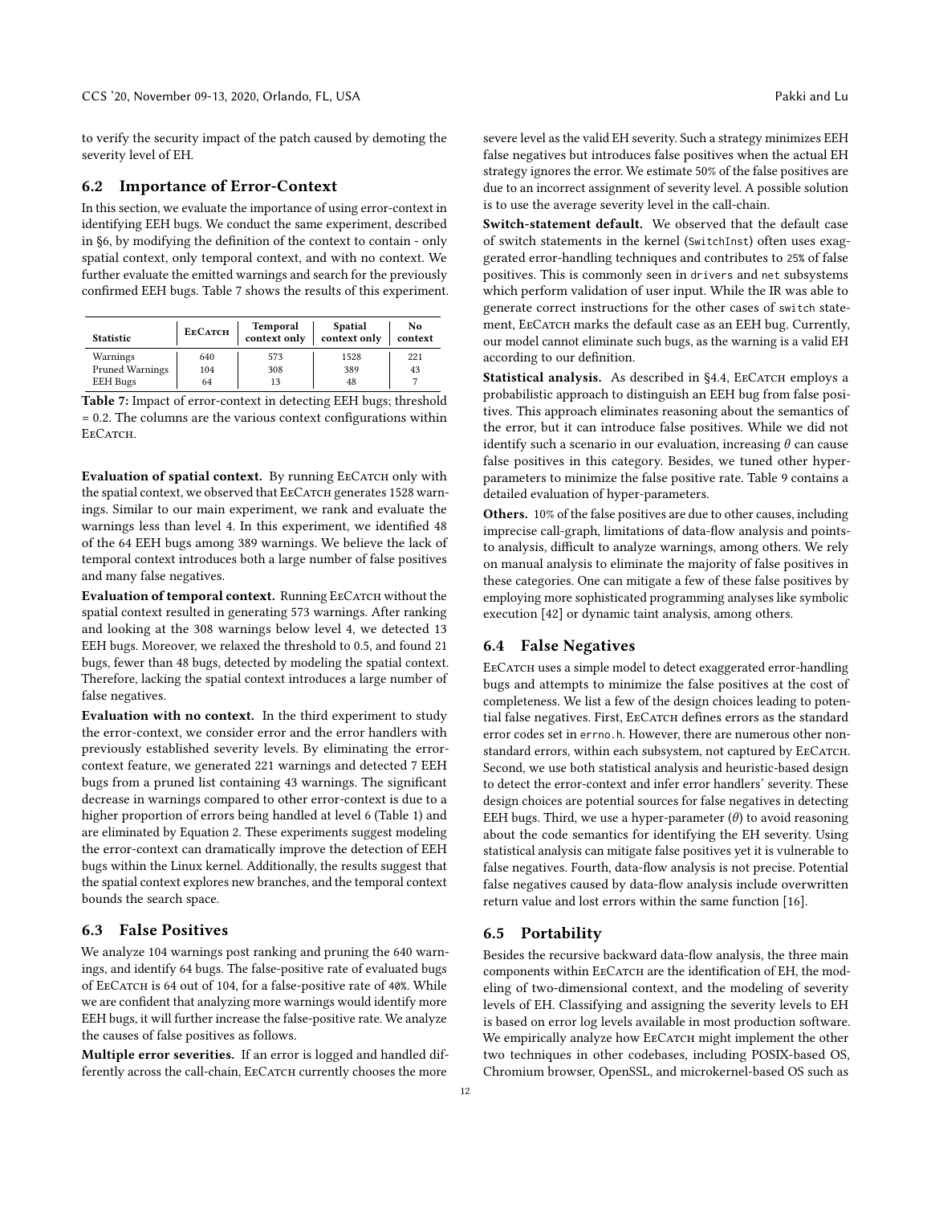to verify the security impact of the patch caused by demoting the severity level of EH.

## 6.2 Importance of Error-Context

In this section, we evaluate the importance of using error-context in identifying EEH bugs. We conduct the same experiment, described in §6, by modifying the definition of the context to contain - only spatial context, only temporal context, and with no context. We further evaluate the emitted warnings and search for the previously confirmed EEH bugs. Table 7 shows the results of this experiment.

| Statistic | EeCatch | Temporal context only | Spatial context only | No context |
|---|---|---|---|---|
| Warnings | 640 | 573 | 1528 | 221 |
| Pruned Warnings | 104 | 308 | 389 | 43 |
| EEH Bugs | 64 | 13 | 48 | 7 |

**Table 7:** Impact of error-context in detecting EEH bugs; threshold = 0.2. The columns are the various context configurations within EeCatch.

**Evaluation of spatial context.** By running EeCatch only with the spatial context, we observed that EeCatch generates 1528 warnings. Similar to our main experiment, we rank and evaluate the warnings less than level 4. In this experiment, we identified 48 of the 64 EEH bugs among 389 warnings. We believe the lack of temporal context introduces both a large number of false positives and many false negatives.

**Evaluation of temporal context.** Running EeCatch without the spatial context resulted in generating 573 warnings. After ranking and looking at the 308 warnings below level 4, we detected 13 EEH bugs. Moreover, we relaxed the threshold to 0.5, and found 21 bugs, fewer than 48 bugs, detected by modeling the spatial context. Therefore, lacking the spatial context introduces a large number of false negatives.

**Evaluation with no context.** In the third experiment to study the error-context, we consider error and the error handlers with previously established severity levels. By eliminating the error-context feature, we generated 221 warnings and detected 7 EEH bugs from a pruned list containing 43 warnings. The significant decrease in warnings compared to other error-context is due to a higher proportion of errors being handled at level 6 (Table 1) and are eliminated by Equation 2. These experiments suggest modeling the error-context can dramatically improve the detection of EEH bugs within the Linux kernel. Additionally, the results suggest that the spatial context explores new branches, and the temporal context bounds the search space.

## 6.3 False Positives

We analyze 104 warnings post ranking and pruning the 640 warnings, and identify 64 bugs. The false-positive rate of evaluated bugs of EeCatch is 64 out of 104, for a false-positive rate of 40%. While we are confident that analyzing more warnings would identify more EEH bugs, it will further increase the false-positive rate. We analyze the causes of false positives as follows.

**Multiple error severities.** If an error is logged and handled differently across the call-chain, EeCatch currently chooses the more severe level as the valid EH severity. Such a strategy minimizes EEH false negatives but introduces false positives when the actual EH strategy ignores the error. We estimate 50% of the false positives are due to an incorrect assignment of severity level. A possible solution is to use the average severity level in the call-chain.

**Switch-statement default.** We observed that the default case of switch statements in the kernel (`SwitchInst`) often uses exaggerated error-handling techniques and contributes to 25% of false positives. This is commonly seen in `drivers` and `net` subsystems which perform validation of user input. While the IR was able to generate correct instructions for the other cases of `switch` statement, EeCatch marks the default case as an EEH bug. Currently, our model cannot eliminate such bugs, as the warning is a valid EH according to our definition.

**Statistical analysis.** As described in §4.4, EeCatch employs a probabilistic approach to distinguish an EEH bug from false positives. This approach eliminates reasoning about the semantics of the error, but it can introduce false positives. While we did not identify such a scenario in our evaluation, increasing $\theta$ can cause false positives in this category. Besides, we tuned other hyper-parameters to minimize the false positive rate. Table 9 contains a detailed evaluation of hyper-parameters.

**Others.** 10% of the false positives are due to other causes, including imprecise call-graph, limitations of data-flow analysis and points-to analysis, difficult to analyze warnings, among others. We rely on manual analysis to eliminate the majority of false positives in these categories. One can mitigate a few of these false positives by employing more sophisticated programming analyses like symbolic execution [42] or dynamic taint analysis, among others.

## 6.4 False Negatives

EeCatch uses a simple model to detect exaggerated error-handling bugs and attempts to minimize the false positives at the cost of completeness. We list a few of the design choices leading to potential false negatives. First, EeCatch defines errors as the standard error codes set in `errno.h`. However, there are numerous other non-standard errors, within each subsystem, not captured by EeCatch. Second, we use both statistical analysis and heuristic-based design to detect the error-context and infer error handlers' severity. These design choices are potential sources for false negatives in detecting EEH bugs. Third, we use a hyper-parameter ($\theta$) to avoid reasoning about the code semantics for identifying the EH severity. Using statistical analysis can mitigate false positives yet it is vulnerable to false negatives. Fourth, data-flow analysis is not precise. Potential false negatives caused by data-flow analysis include overwritten return value and lost errors within the same function [16].

## 6.5 Portability

Besides the recursive backward data-flow analysis, the three main components within EeCatch are the identification of EH, the modeling of two-dimensional context, and the modeling of severity levels of EH. Classifying and assigning the severity levels to EH is based on error log levels available in most production software. We empirically analyze how EeCatch might implement the other two techniques in other codebases, including POSIX-based OS, Chromium browser, OpenSSL, and microkernel-based OS such as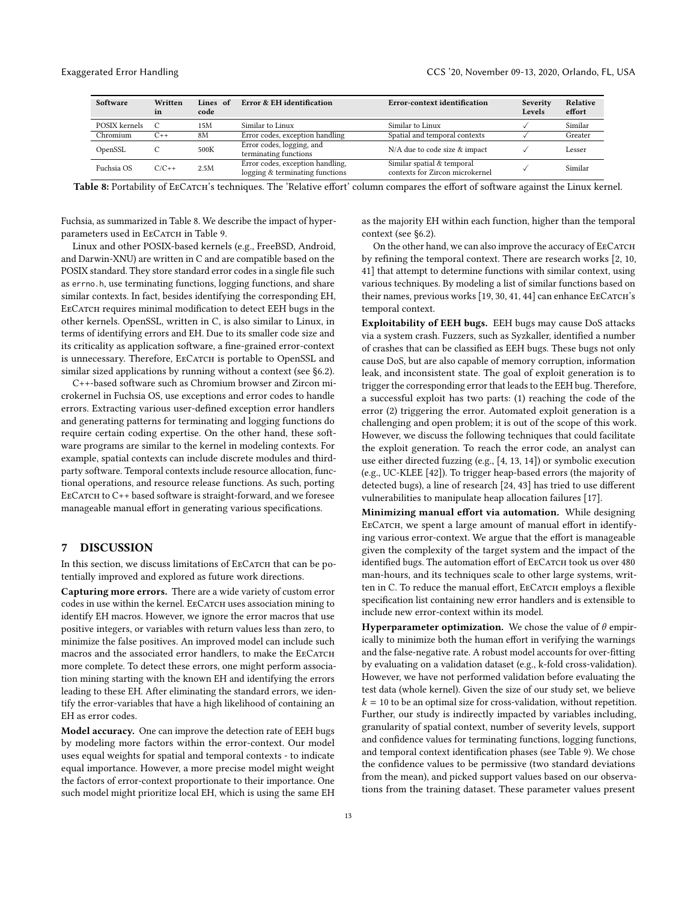| Software | Written in | Lines of code | Error & EH identification | Error-context identification | Severity Levels | Relative effort |
|---|---|---|---|---|---|---|
| POSIX kernels | C | 15M | Similar to Linux | Similar to Linux | ✓ | Similar |
| Chromium | C++ | 8M | Error codes, exception handling | Spatial and temporal contexts | ✓ | Greater |
| OpenSSL | C | 500K | Error codes, logging, and terminating functions | N/A due to code size & impact | ✓ | Lesser |
| Fuchsia OS | C/C++ | 2.5M | Error codes, exception handling, logging & terminating functions | Similar spatial & temporal contexts for Zircon microkernel | ✓ | Similar |

**Table 8:** Portability of EeCatch's techniques. The 'Relative effort' column compares the effort of software against the Linux kernel.

Fuchsia, as summarized in Table 8. We describe the impact of hyper-parameters used in EeCatch in Table 9.

Linux and other POSIX-based kernels (e.g., FreeBSD, Android, and Darwin-XNU) are written in C and are compatible based on the POSIX standard. They store standard error codes in a single file such as `errno.h`, use terminating functions, logging functions, and share similar contexts. In fact, besides identifying the corresponding EH, EeCatch requires minimal modification to detect EEH bugs in the other kernels. OpenSSL, written in C, is also similar to Linux, in terms of identifying errors and EH. Due to its smaller code size and its criticality as application software, a fine-grained error-context is unnecessary. Therefore, EeCatch is portable to OpenSSL and similar sized applications by running without a context (see §6.2).

C++-based software such as Chromium browser and Zircon microkernel in Fuchsia OS, use exceptions and error codes to handle errors. Extracting various user-defined exception error handlers and generating patterns for terminating and logging functions do require certain coding expertise. On the other hand, these software programs are similar to the kernel in modeling contexts. For example, spatial contexts can include discrete modules and third-party software. Temporal contexts include resource allocation, functional operations, and resource release functions. As such, porting EeCatch to C++ based software is straight-forward, and we foresee manageable manual effort in generating various specifications.

## 7 DISCUSSION

In this section, we discuss limitations of EeCatch that can be potentially improved and explored as future work directions.

**Capturing more errors.** There are a wide variety of custom error codes in use within the kernel. EeCatch uses association mining to identify EH macros. However, we ignore the error macros that use positive integers, or variables with return values less than zero, to minimize the false positives. An improved model can include such macros and the associated error handlers, to make the EeCatch more complete. To detect these errors, one might perform association mining starting with the known EH and identifying the errors leading to these EH. After eliminating the standard errors, we identify the error-variables that have a high likelihood of containing an EH as error codes.

**Model accuracy.** One can improve the detection rate of EEH bugs by modeling more factors within the error-context. Our model uses equal weights for spatial and temporal contexts - to indicate equal importance. However, a more precise model might weight the factors of error-context proportionate to their importance. One such model might prioritize local EH, which is using the same EH as the majority EH within each function, higher than the temporal context (see §6.2).

On the other hand, we can also improve the accuracy of EeCatch by refining the temporal context. There are research works [2, 10, 41] that attempt to determine functions with similar context, using various techniques. By modeling a list of similar functions based on their names, previous works [19, 30, 41, 44] can enhance EeCatch's temporal context.

**Exploitability of EEH bugs.** EEH bugs may cause DoS attacks via a system crash. Fuzzers, such as Syzkaller, identified a number of crashes that can be classified as EEH bugs. These bugs not only cause DoS, but are also capable of memory corruption, information leak, and inconsistent state. The goal of exploit generation is to trigger the corresponding error that leads to the EEH bug. Therefore, a successful exploit has two parts: (1) reaching the code of the error (2) triggering the error. Automated exploit generation is a challenging and open problem; it is out of the scope of this work. However, we discuss the following techniques that could facilitate the exploit generation. To reach the error code, an analyst can use either directed fuzzing (e.g., [4, 13, 14]) or symbolic execution (e.g., UC-KLEE [42]). To trigger heap-based errors (the majority of detected bugs), a line of research [24, 43] has tried to use different vulnerabilities to manipulate heap allocation failures [17].

**Minimizing manual effort via automation.** While designing EeCatch, we spent a large amount of manual effort in identifying various error-context. We argue that the effort is manageable given the complexity of the target system and the impact of the identified bugs. The automation effort of EeCatch took us over 480 man-hours, and its techniques scale to other large systems, written in C. To reduce the manual effort, EeCatch employs a flexible specification list containing new error handlers and is extensible to include new error-context within its model.

**Hyperparameter optimization.** We chose the value of $\theta$ empirically to minimize both the human effort in verifying the warnings and the false-negative rate. A robust model accounts for over-fitting by evaluating on a validation dataset (e.g., k-fold cross-validation). However, we have not performed validation before evaluating the test data (whole kernel). Given the size of our study set, we believe $k = 10$ to be an optimal size for cross-validation, without repetition. Further, our study is indirectly impacted by variables including, granularity of spatial context, number of severity levels, support and confidence values for terminating functions, logging functions, and temporal context identification phases (see Table 9). We chose the confidence values to be permissive (two standard deviations from the mean), and picked support values based on our observations from the training dataset. These parameter values present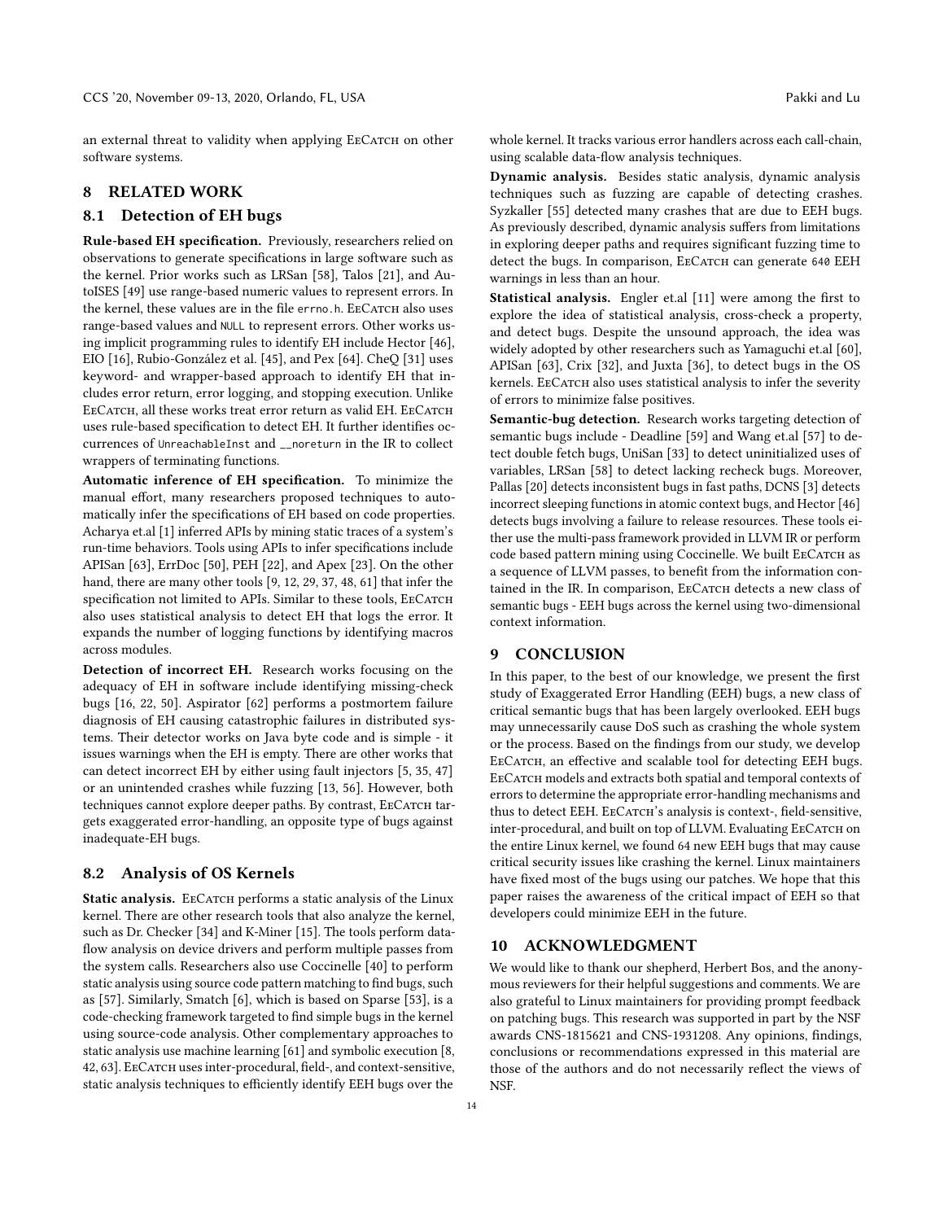an external threat to validity when applying EeCatch on other software systems.

## 8 RELATED WORK

### 8.1 Detection of EH bugs

**Rule-based EH specification.** Previously, researchers relied on observations to generate specifications in large software such as the kernel. Prior works such as LRSan [58], Talos [21], and AutoISES [49] use range-based numeric values to represent errors. In the kernel, these values are in the file `errno.h`. EeCatch also uses range-based values and `NULL` to represent errors. Other works using implicit programming rules to identify EH include Hector [46], EIO [16], Rubio-González et al. [45], and Pex [64]. CheQ [31] uses keyword- and wrapper-based approach to identify EH that includes error return, error logging, and stopping execution. Unlike EeCatch, all these works treat error return as valid EH. EeCatch uses rule-based specification to detect EH. It further identifies occurrences of `UnreachableInst` and `__noreturn` in the IR to collect wrappers of terminating functions.

**Automatic inference of EH specification.** To minimize the manual effort, many researchers proposed techniques to automatically infer the specifications of EH based on code properties. Acharya et.al [1] inferred APIs by mining static traces of a system's run-time behaviors. Tools using APIs to infer specifications include APISan [63], ErrDoc [50], PEH [22], and Apex [23]. On the other hand, there are many other tools [9, 12, 29, 37, 48, 61] that infer the specification not limited to APIs. Similar to these tools, EeCatch also uses statistical analysis to detect EH that logs the error. It expands the number of logging functions by identifying macros across modules.

**Detection of incorrect EH.** Research works focusing on the adequacy of EH in software include identifying missing-check bugs [16, 22, 50]. Aspirator [62] performs a postmortem failure diagnosis of EH causing catastrophic failures in distributed systems. Their detector works on Java byte code and is simple - it issues warnings when the EH is empty. There are other works that can detect incorrect EH by either using fault injectors [5, 35, 47] or an unintended crashes while fuzzing [13, 56]. However, both techniques cannot explore deeper paths. By contrast, EeCatch targets exaggerated error-handling, an opposite type of bugs against inadequate-EH bugs.

### 8.2 Analysis of OS Kernels

**Static analysis.** EeCatch performs a static analysis of the Linux kernel. There are other research tools that also analyze the kernel, such as Dr. Checker [34] and K-Miner [15]. The tools perform data-flow analysis on device drivers and perform multiple passes from the system calls. Researchers also use Coccinelle [40] to perform static analysis using source code pattern matching to find bugs, such as [57]. Similarly, Smatch [6], which is based on Sparse [53], is a code-checking framework targeted to find simple bugs in the kernel using source-code analysis. Other complementary approaches to static analysis use machine learning [61] and symbolic execution [8, 42, 63]. EeCatch uses inter-procedural, field-, and context-sensitive, static analysis techniques to efficiently identify EEH bugs over the whole kernel. It tracks various error handlers across each call-chain, using scalable data-flow analysis techniques.

**Dynamic analysis.** Besides static analysis, dynamic analysis techniques such as fuzzing are capable of detecting crashes. Syzkaller [55] detected many crashes that are due to EEH bugs. As previously described, dynamic analysis suffers from limitations in exploring deeper paths and requires significant fuzzing time to detect the bugs. In comparison, EeCatch can generate 640 EEH warnings in less than an hour.

**Statistical analysis.** Engler et.al [11] were among the first to explore the idea of statistical analysis, cross-check a property, and detect bugs. Despite the unsound approach, the idea was widely adopted by other researchers such as Yamaguchi et.al [60], APISan [63], Crix [32], and Juxta [36], to detect bugs in the OS kernels. EeCatch also uses statistical analysis to infer the severity of errors to minimize false positives.

**Semantic-bug detection.** Research works targeting detection of semantic bugs include - Deadline [59] and Wang et.al [57] to detect double fetch bugs, UniSan [33] to detect uninitialized uses of variables, LRSan [58] to detect lacking recheck bugs. Moreover, Pallas [20] detects inconsistent bugs in fast paths, DCNS [3] detects incorrect sleeping functions in atomic context bugs, and Hector [46] detects bugs involving a failure to release resources. These tools either use the multi-pass framework provided in LLVM IR or perform code based pattern mining using Coccinelle. We built EeCatch as a sequence of LLVM passes, to benefit from the information contained in the IR. In comparison, EeCatch detects a new class of semantic bugs - EEH bugs across the kernel using two-dimensional context information.

## 9 CONCLUSION

In this paper, to the best of our knowledge, we present the first study of Exaggerated Error Handling (EEH) bugs, a new class of critical semantic bugs that has been largely overlooked. EEH bugs may unnecessarily cause DoS such as crashing the whole system or the process. Based on the findings from our study, we develop EeCatch, an effective and scalable tool for detecting EEH bugs. EeCatch models and extracts both spatial and temporal contexts of errors to determine the appropriate error-handling mechanisms and thus to detect EEH. EeCatch's analysis is context-, field-sensitive, inter-procedural, and built on top of LLVM. Evaluating EeCatch on the entire Linux kernel, we found 64 new EEH bugs that may cause critical security issues like crashing the kernel. Linux maintainers have fixed most of the bugs using our patches. We hope that this paper raises the awareness of the critical impact of EEH so that developers could minimize EEH in the future.

## 10 ACKNOWLEDGMENT

We would like to thank our shepherd, Herbert Bos, and the anonymous reviewers for their helpful suggestions and comments. We are also grateful to Linux maintainers for providing prompt feedback on patching bugs. This research was supported in part by the NSF awards CNS-1815621 and CNS-1931208. Any opinions, findings, conclusions or recommendations expressed in this material are those of the authors and do not necessarily reflect the views of NSF.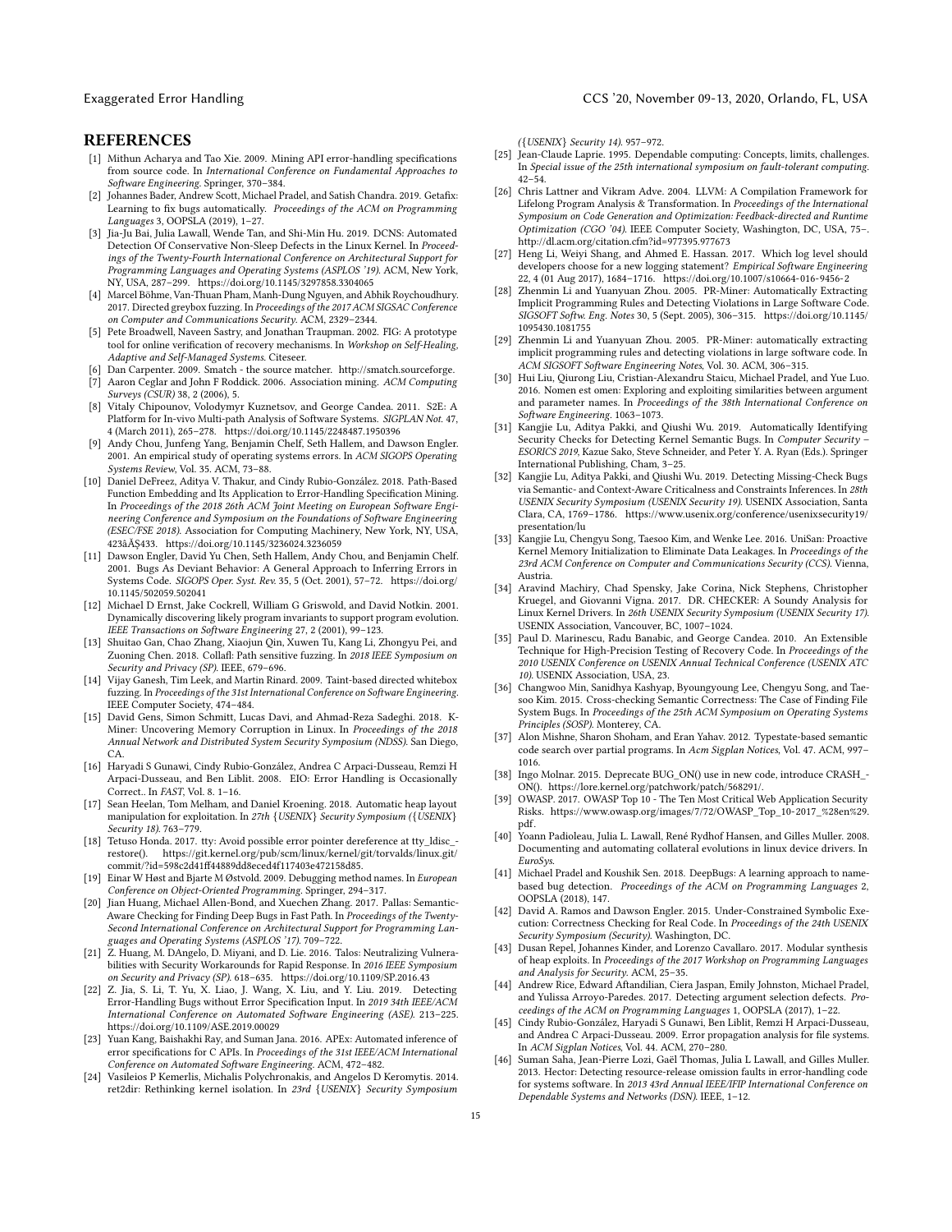## REFERENCES

- [1] Mithun Acharya and Tao Xie. 2009. Mining API error-handling specifications from source code. In *International Conference on Fundamental Approaches to Software Engineering*. Springer, 370–384.
- [2] Johannes Bader, Andrew Scott, Michael Pradel, and Satish Chandra. 2019. Getafix: Learning to fix bugs automatically. *Proceedings of the ACM on Programming Languages* 3, OOPSLA (2019), 1–27.
- [3] Jia-Ju Bai, Julia Lawall, Wende Tan, and Shi-Min Hu. 2019. DCNS: Automated Detection Of Conservative Non-Sleep Defects in the Linux Kernel. In *Proceedings of the Twenty-Fourth International Conference on Architectural Support for Programming Languages and Operating Systems (ASPLOS '19)*. ACM, New York, NY, USA, 287–299. https://doi.org/10.1145/3297858.3304065
- [4] Marcel Böhme, Van-Thuan Pham, Manh-Dung Nguyen, and Abhik Roychoudhury. 2017. Directed greybox fuzzing. In *Proceedings of the 2017 ACM SIGSAC Conference on Computer and Communications Security*. ACM, 2329–2344.
- [5] Pete Broadwell, Naveen Sastry, and Jonathan Traupman. 2002. FIG: A prototype tool for online verification of recovery mechanisms. In *Workshop on Self-Healing, Adaptive and Self-Managed Systems*. Citeseer.
- [6] Dan Carpenter. 2009. Smatch - the source matcher. http://smatch.sourceforge.
- [7] Aaron Ceglar and John F Roddick. 2006. Association mining. *ACM Computing Surveys (CSUR)* 38, 2 (2006), 5.
- [8] Vitaly Chipounov, Volodymyr Kuznetsov, and George Candea. 2011. S2E: A Platform for In-vivo Multi-path Analysis of Software Systems. *SIGPLAN Not.* 47, 4 (March 2011), 265–278. https://doi.org/10.1145/2248487.1950396
- [9] Andy Chou, Junfeng Yang, Benjamin Chelf, Seth Hallem, and Dawson Engler. 2001. An empirical study of operating systems errors. In *ACM SIGOPS Operating Systems Review*, Vol. 35. ACM, 73–88.
- [10] Daniel DeFreez, Aditya V. Thakur, and Cindy Rubio-González. 2018. Path-Based Function Embedding and Its Application to Error-Handling Specification Mining. In *Proceedings of the 2018 26th ACM Joint Meeting on European Software Engineering Conference and Symposium on the Foundations of Software Engineering (ESEC/FSE 2018)*. Association for Computing Machinery, New York, NY, USA, 423âĂŞ433. https://doi.org/10.1145/3236024.3236059
- [11] Dawson Engler, David Yu Chen, Seth Hallem, Andy Chou, and Benjamin Chelf. 2001. Bugs As Deviant Behavior: A General Approach to Inferring Errors in Systems Code. *SIGOPS Oper. Syst. Rev.* 35, 5 (Oct. 2001), 57–72. https://doi.org/10.1145/502059.502041
- [12] Michael D Ernst, Jake Cockrell, William G Griswold, and David Notkin. 2001. Dynamically discovering likely program invariants to support program evolution. *IEEE Transactions on Software Engineering* 27, 2 (2001), 99–123.
- [13] Shuitao Gan, Chao Zhang, Xiaojun Qin, Xuwen Tu, Kang Li, Zhongyu Pei, and Zuoning Chen. 2018. Collafl: Path sensitive fuzzing. In *2018 IEEE Symposium on Security and Privacy (SP)*. IEEE, 679–696.
- [14] Vijay Ganesh, Tim Leek, and Martin Rinard. 2009. Taint-based directed whitebox fuzzing. In *Proceedings of the 31st International Conference on Software Engineering*. IEEE Computer Society, 474–484.
- [15] David Gens, Simon Schmitt, Lucas Davi, and Ahmad-Reza Sadeghi. 2018. K-Miner: Uncovering Memory Corruption in Linux. In *Proceedings of the 2018 Annual Network and Distributed System Security Symposium (NDSS)*. San Diego, CA.
- [16] Haryadi S Gunawi, Cindy Rubio-González, Andrea C Arpaci-Dusseau, Remzi H Arpaci-Dusseau, and Ben Liblit. 2008. EIO: Error Handling is Occasionally Correct.. In *FAST*, Vol. 8. 1–16.
- [17] Sean Heelan, Tom Melham, and Daniel Kroening. 2018. Automatic heap layout manipulation for exploitation. In *27th {USENIX} Security Symposium ({USENIX} Security 18)*. 763–779.
- [18] Tetuso Honda. 2017. tty: Avoid possible error pointer dereference at tty_ldisc_restore(). https://git.kernel.org/pub/scm/linux/kernel/git/torvalds/linux.git/commit/?id=598c2d41ff44889dd8eced4f117403e472158d85.
- [19] Einar W Høst and Bjarte M Østvold. 2009. Debugging method names. In *European Conference on Object-Oriented Programming*. Springer, 294–317.
- [20] Jian Huang, Michael Allen-Bond, and Xuechen Zhang. 2017. Pallas: Semantic-Aware Checking for Finding Deep Bugs in Fast Path. In *Proceedings of the Twenty-Second International Conference on Architectural Support for Programming Languages and Operating Systems (ASPLOS '17)*. 709–722.
- [21] Z. Huang, M. DAngelo, D. Miyani, and D. Lie. 2016. Talos: Neutralizing Vulnerabilities with Security Workarounds for Rapid Response. In *2016 IEEE Symposium on Security and Privacy (SP)*. 618–635. https://doi.org/10.1109/SP.2016.43
- [22] Z. Jia, S. Li, T. Yu, X. Liao, J. Wang, X. Liu, and Y. Liu. 2019. Detecting Error-Handling Bugs without Error Specification Input. In *2019 34th IEEE/ACM International Conference on Automated Software Engineering (ASE)*. 213–225. https://doi.org/10.1109/ASE.2019.00029
- [23] Yuan Kang, Baishakhi Ray, and Suman Jana. 2016. APEx: Automated inference of error specifications for C APIs. In *Proceedings of the 31st IEEE/ACM International Conference on Automated Software Engineering*. ACM, 472–482.
- [24] Vasileios P Kemerlis, Michalis Polychronakis, and Angelos D Keromytis. 2014. ret2dir: Rethinking kernel isolation. In *23rd {USENIX} Security Symposium ({USENIX} Security 14)*. 957–972.
- [25] Jean-Claude Laprie. 1995. Dependable computing: Concepts, limits, challenges. In *Special issue of the 25th international symposium on fault-tolerant computing*. 42–54.
- [26] Chris Lattner and Vikram Adve. 2004. LLVM: A Compilation Framework for Lifelong Program Analysis & Transformation. In *Proceedings of the International Symposium on Code Generation and Optimization: Feedback-directed and Runtime Optimization (CGO '04)*. IEEE Computer Society, Washington, DC, USA, 75–. http://dl.acm.org/citation.cfm?id=977395.977673
- [27] Heng Li, Weiyi Shang, and Ahmed E. Hassan. 2017. Which log level should developers choose for a new logging statement? *Empirical Software Engineering* 22, 4 (01 Aug 2017), 1684–1716. https://doi.org/10.1007/s10664-016-9456-2
- [28] Zhenmin Li and Yuanyuan Zhou. 2005. PR-Miner: Automatically Extracting Implicit Programming Rules and Detecting Violations in Large Software Code. *SIGSOFT Softw. Eng. Notes* 30, 5 (Sept. 2005), 306–315. https://doi.org/10.1145/1095430.1081755
- [29] Zhenmin Li and Yuanyuan Zhou. 2005. PR-Miner: automatically extracting implicit programming rules and detecting violations in large software code. In *ACM SIGSOFT Software Engineering Notes*, Vol. 30. ACM, 306–315.
- [30] Hui Liu, Qiurong Liu, Cristian-Alexandru Staicu, Michael Pradel, and Yue Luo. 2016. Nomen est omen: Exploring and exploiting similarities between argument and parameter names. In *Proceedings of the 38th International Conference on Software Engineering*. 1063–1073.
- [31] Kangjie Lu, Aditya Pakki, and Qiushi Wu. 2019. Automatically Identifying Security Checks for Detecting Kernel Semantic Bugs. In *Computer Security – ESORICS 2019*, Kazue Sako, Steve Schneider, and Peter Y. A. Ryan (Eds.). Springer International Publishing, Cham, 3–25.
- [32] Kangjie Lu, Aditya Pakki, and Qiushi Wu. 2019. Detecting Missing-Check Bugs via Semantic- and Context-Aware Criticalness and Constraints Inferences. In *28th USENIX Security Symposium (USENIX Security 19)*. USENIX Association, Santa Clara, CA, 1769–1786. https://www.usenix.org/conference/usenixsecurity19/presentation/lu
- [33] Kangjie Lu, Chengyu Song, Taesoo Kim, and Wenke Lee. 2016. UniSan: Proactive Kernel Memory Initialization to Eliminate Data Leakages. In *Proceedings of the 23rd ACM Conference on Computer and Communications Security (CCS)*. Vienna, Austria.
- [34] Aravind Machiry, Chad Spensky, Jake Corina, Nick Stephens, Christopher Kruegel, and Giovanni Vigna. 2017. DR. CHECKER: A Soundy Analysis for Linux Kernel Drivers. In *26th USENIX Security Symposium (USENIX Security 17)*. USENIX Association, Vancouver, BC, 1007–1024.
- [35] Paul D. Marinescu, Radu Banabic, and George Candea. 2010. An Extensible Technique for High-Precision Testing of Recovery Code. In *Proceedings of the 2010 USENIX Conference on USENIX Annual Technical Conference (USENIX ATC 10)*. USENIX Association, USA, 23.
- [36] Changwoo Min, Sanidhya Kashyap, Byoungyoung Lee, Chengyu Song, and Taesoo Kim. 2015. Cross-checking Semantic Correctness: The Case of Finding File System Bugs. In *Proceedings of the 25th ACM Symposium on Operating Systems Principles (SOSP)*. Monterey, CA.
- [37] Alon Mishne, Sharon Shoham, and Eran Yahav. 2012. Typestate-based semantic code search over partial programs. In *Acm Sigplan Notices*, Vol. 47. ACM, 997–1016.
- [38] Ingo Molnar. 2015. Deprecate BUG_ON() use in new code, introduce CRASH_-ON(). https://lore.kernel.org/patchwork/patch/568291/.
- [39] OWASP. 2017. OWASP Top 10 - The Ten Most Critical Web Application Security Risks. https://www.owasp.org/images/7/72/OWASP_Top_10-2017_%28en%29.pdf.
- [40] Yoann Padioleau, Julia L. Lawall, René Rydhof Hansen, and Gilles Muller. 2008. Documenting and automating collateral evolutions in linux device drivers. In *EuroSys*.
- [41] Michael Pradel and Koushik Sen. 2018. DeepBugs: A learning approach to name-based bug detection. *Proceedings of the ACM on Programming Languages* 2, OOPSLA (2018), 147.
- [42] David A. Ramos and Dawson Engler. 2015. Under-Constrained Symbolic Execution: Correctness Checking for Real Code. In *Proceedings of the 24th USENIX Security Symposium (Security)*. Washington, DC.
- [43] Dusan Repel, Johannes Kinder, and Lorenzo Cavallaro. 2017. Modular synthesis of heap exploits. In *Proceedings of the 2017 Workshop on Programming Languages and Analysis for Security*. ACM, 25–35.
- [44] Andrew Rice, Edward Aftandilian, Ciera Jaspan, Emily Johnston, Michael Pradel, and Yulissa Arroyo-Paredes. 2017. Detecting argument selection defects. *Proceedings of the ACM on Programming Languages* 1, OOPSLA (2017), 1–22.
- [45] Cindy Rubio-González, Haryadi S Gunawi, Ben Liblit, Remzi H Arpaci-Dusseau, and Andrea C Arpaci-Dusseau. 2009. Error propagation analysis for file systems. In *ACM Sigplan Notices*, Vol. 44. ACM, 270–280.
- [46] Suman Saha, Jean-Pierre Lozi, Gaël Thomas, Julia L Lawall, and Gilles Muller. 2013. Hector: Detecting resource-release omission faults in error-handling code for systems software. In *2013 43rd Annual IEEE/IFIP International Conference on Dependable Systems and Networks (DSN)*. IEEE, 1–12.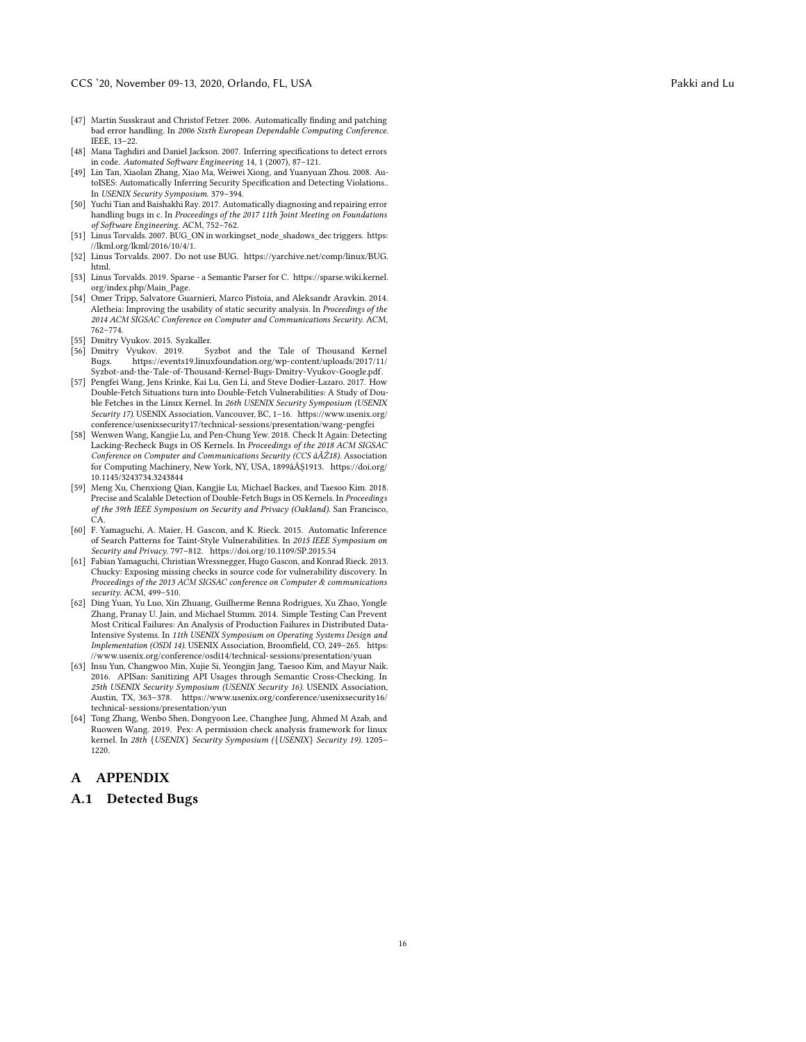[47] Martin Susskraut and Christof Fetzer. 2006. Automatically finding and patching bad error handling. In *2006 Sixth European Dependable Computing Conference*. IEEE, 13–22.

[48] Mana Taghdiri and Daniel Jackson. 2007. Inferring specifications to detect errors in code. *Automated Software Engineering* 14, 1 (2007), 87–121.

[49] Lin Tan, Xiaolan Zhang, Xiao Ma, Weiwei Xiong, and Yuanyuan Zhou. 2008. AutoISES: Automatically Inferring Security Specification and Detecting Violations.. In *USENIX Security Symposium*. 379–394.

[50] Yuchi Tian and Baishakhi Ray. 2017. Automatically diagnosing and repairing error handling bugs in c. In *Proceedings of the 2017 11th Joint Meeting on Foundations of Software Engineering*. ACM, 752–762.

[51] Linus Torvalds. 2007. BUG_ON in workingset_node_shadows_dec triggers. https://lkml.org/lkml/2016/10/4/1.

[52] Linus Torvalds. 2007. Do not use BUG. https://yarchive.net/comp/linux/BUG.html.

[53] Linus Torvalds. 2019. Sparse - a Semantic Parser for C. https://sparse.wiki.kernel.org/index.php/Main_Page.

[54] Omer Tripp, Salvatore Guarnieri, Marco Pistoia, and Aleksandr Aravkin. 2014. Aletheia: Improving the usability of static security analysis. In *Proceedings of the 2014 ACM SIGSAC Conference on Computer and Communications Security*. ACM, 762–774.

[55] Dmitry Vyukov. 2015. Syzkaller.

[56] Dmitry Vyukov. 2019. Syzbot and the Tale of Thousand Kernel Bugs. https://events19.linuxfoundation.org/wp-content/uploads/2017/11/Syzbot-and-the-Tale-of-Thousand-Kernel-Bugs-Dmitry-Vyukov-Google.pdf.

[57] Pengfei Wang, Jens Krinke, Kai Lu, Gen Li, and Steve Dodier-Lazaro. 2017. How Double-Fetch Situations turn into Double-Fetch Vulnerabilities: A Study of Double Fetches in the Linux Kernel. In *26th USENIX Security Symposium (USENIX Security 17)*. USENIX Association, Vancouver, BC, 1–16. https://www.usenix.org/conference/usenixsecurity17/technical-sessions/presentation/wang-pengfei

[58] Wenwen Wang, Kangjie Lu, and Pen-Chung Yew. 2018. Check It Again: Detecting Lacking-Recheck Bugs in OS Kernels. In *Proceedings of the 2018 ACM SIGSAC Conference on Computer and Communications Security (CCS âĂŹ18)*. Association for Computing Machinery, New York, NY, USA, 1899âĂŞ1913. https://doi.org/10.1145/3243734.3243844

[59] Meng Xu, Chenxiong Qian, Kangjie Lu, Michael Backes, and Taesoo Kim. 2018. Precise and Scalable Detection of Double-Fetch Bugs in OS Kernels. In *Proceedings of the 39th IEEE Symposium on Security and Privacy (Oakland)*. San Francisco, CA.

[60] F. Yamaguchi, A. Maier, H. Gascon, and K. Rieck. 2015. Automatic Inference of Search Patterns for Taint-Style Vulnerabilities. In *2015 IEEE Symposium on Security and Privacy*. 797–812. https://doi.org/10.1109/SP.2015.54

[61] Fabian Yamaguchi, Christian Wressnegger, Hugo Gascon, and Konrad Rieck. 2013. Chucky: Exposing missing checks in source code for vulnerability discovery. In *Proceedings of the 2013 ACM SIGSAC conference on Computer & communications security*. ACM, 499–510.

[62] Ding Yuan, Yu Luo, Xin Zhuang, Guilherme Renna Rodrigues, Xu Zhao, Yongle Zhang, Pranay U. Jain, and Michael Stumm. 2014. Simple Testing Can Prevent Most Critical Failures: An Analysis of Production Failures in Distributed Data-Intensive Systems. In *11th USENIX Symposium on Operating Systems Design and Implementation (OSDI 14)*. USENIX Association, Broomfield, CO, 249–265. https://www.usenix.org/conference/osdi14/technical-sessions/presentation/yuan

[63] Insu Yun, Changwoo Min, Xujie Si, Yeongjin Jang, Taesoo Kim, and Mayur Naik. 2016. APISan: Sanitizing API Usages through Semantic Cross-Checking. In *25th USENIX Security Symposium (USENIX Security 16)*. USENIX Association, Austin, TX, 363–378. https://www.usenix.org/conference/usenixsecurity16/technical-sessions/presentation/yun

[64] Tong Zhang, Wenbo Shen, Dongyoon Lee, Changhee Jung, Ahmed M Azab, and Ruowen Wang. 2019. Pex: A permission check analysis framework for linux kernel. In *28th {USENIX} Security Symposium ({USENIX} Security 19)*. 1205–1220.

# A APPENDIX

## A.1 Detected Bugs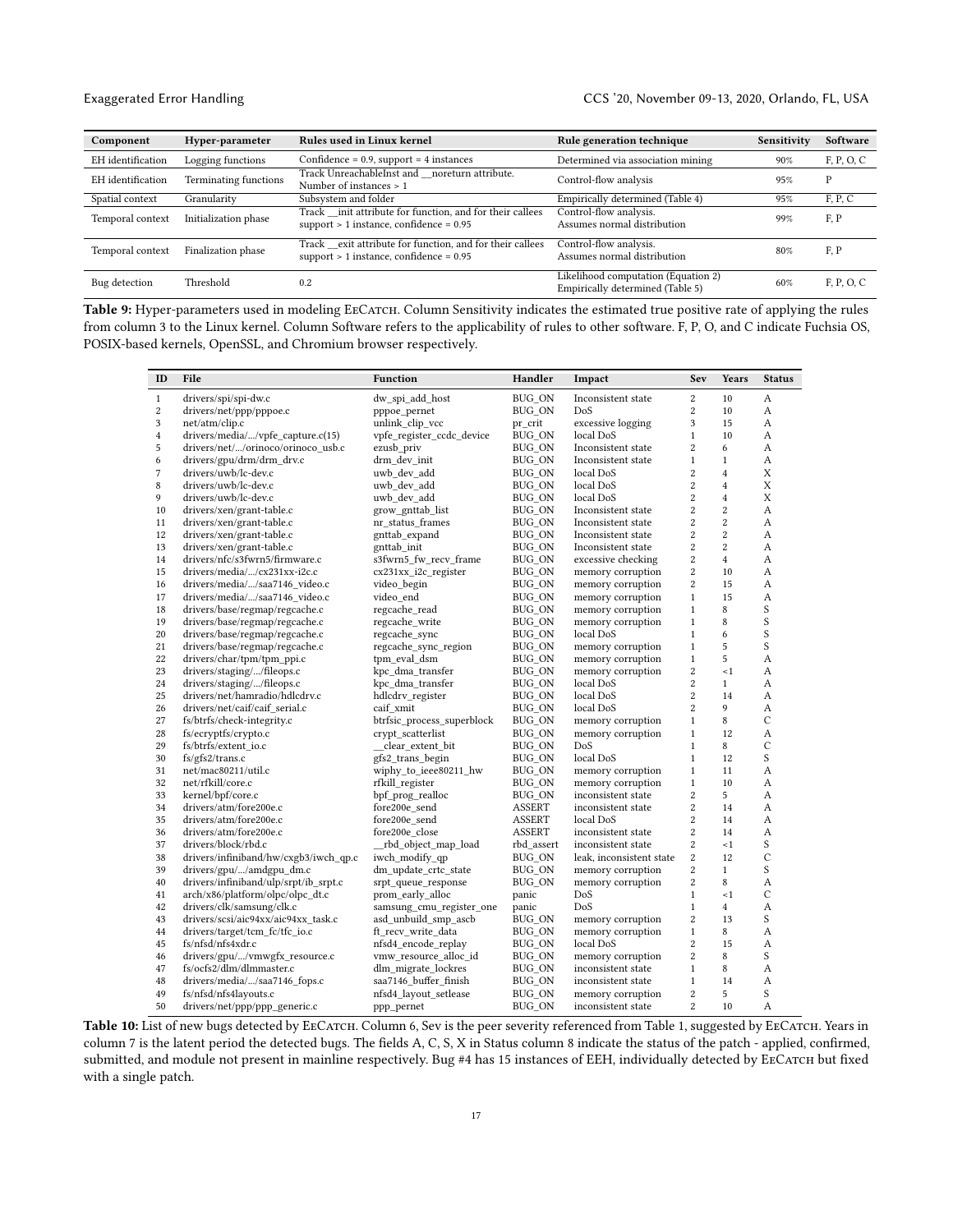| Component | Hyper-parameter | Rules used in Linux kernel | Rule generation technique | Sensitivity | Software |
|---|---|---|---|---|---|
| EH identification | Logging functions | Confidence = 0.9, support = 4 instances | Determined via association mining | 90% | F, P, O, C |
| EH identification | Terminating functions | Track UnreachableInst and __noreturn attribute. Number of instances > 1 | Control-flow analysis | 95% | P |
| Spatial context | Granularity | Subsystem and folder | Empirically determined (Table 4) | 95% | F, P, C |
| Temporal context | Initialization phase | Track __init attribute for function, and for their callees support > 1 instance, confidence = 0.95 | Control-flow analysis. Assumes normal distribution | 99% | F, P |
| Temporal context | Finalization phase | Track __exit attribute for function, and for their callees support > 1 instance, confidence = 0.95 | Control-flow analysis. Assumes normal distribution | 80% | F, P |
| Bug detection | Threshold | 0.2 | Likelihood computation (Equation 2) Empirically determined (Table 5) | 60% | F, P, O, C |

**Table 9:** Hyper-parameters used in modeling EeCatch. Column Sensitivity indicates the estimated true positive rate of applying the rules from column 3 to the Linux kernel. Column Software refers to the applicability of rules to other software. F, P, O, and C indicate Fuchsia OS, POSIX-based kernels, OpenSSL, and Chromium browser respectively.

| ID | File | Function | Handler | Impact | Sev | Years | Status |
|---|---|---|---|---|---|---|---|
| 1 | drivers/spi/spi-dw.c | dw_spi_add_host | BUG_ON | Inconsistent state | 2 | 10 | A |
| 2 | drivers/net/ppp/pppoe.c | pppoe_pernet | BUG_ON | DoS | 2 | 10 | A |
| 3 | net/atm/clip.c | unlink_clip_vcc | pr_crit | excessive logging | 3 | 15 | A |
| 4 | drivers/media/.../vpfe_capture.c(15) | vpfe_register_ccdc_device | BUG_ON | local DoS | 1 | 10 | A |
| 5 | drivers/net/.../orinoco/orinoco_usb.c | ezusb_priv | BUG_ON | Inconsistent state | 2 | 6 | A |
| 6 | drivers/gpu/drm/drm_drv.c | drm_dev_init | BUG_ON | Inconsistent state | 1 | 1 | A |
| 7 | drivers/uwb/lc-dev.c | uwb_dev_add | BUG_ON | local DoS | 2 | 4 | X |
| 8 | drivers/uwb/lc-dev.c | uwb_dev_add | BUG_ON | local DoS | 2 | 4 | X |
| 9 | drivers/uwb/lc-dev.c | uwb_dev_add | BUG_ON | local DoS | 2 | 4 | X |
| 10 | drivers/xen/grant-table.c | grow_gnttab_list | BUG_ON | Inconsistent state | 2 | 2 | A |
| 11 | drivers/xen/grant-table.c | nr_status_frames | BUG_ON | Inconsistent state | 2 | 2 | A |
| 12 | drivers/xen/grant-table.c | gnttab_expand | BUG_ON | Inconsistent state | 2 | 2 | A |
| 13 | drivers/xen/grant-table.c | gnttab_init | BUG_ON | Inconsistent state | 2 | 2 | A |
| 14 | drivers/nfc/s3fwrn5/firmware.c | s3fwrn5_fw_recv_frame | BUG_ON | excessive checking | 2 | 4 | A |
| 15 | drivers/media/.../cx231xx-i2c.c | cx231xx_i2c_register | BUG_ON | memory corruption | 2 | 10 | A |
| 16 | drivers/media/.../saa7146_video.c | video_begin | BUG_ON | memory corruption | 2 | 15 | A |
| 17 | drivers/media/.../saa7146_video.c | video_end | BUG_ON | memory corruption | 1 | 15 | A |
| 18 | drivers/base/regmap/regcache.c | regcache_read | BUG_ON | memory corruption | 1 | 8 | S |
| 19 | drivers/base/regmap/regcache.c | regcache_write | BUG_ON | memory corruption | 1 | 8 | S |
| 20 | drivers/base/regmap/regcache.c | regcache_sync | BUG_ON | local DoS | 1 | 6 | S |
| 21 | drivers/base/regmap/regcache.c | regcache_sync_region | BUG_ON | memory corruption | 1 | 5 | S |
| 22 | drivers/char/tpm/tpm_ppi.c | tpm_eval_dsm | BUG_ON | memory corruption | 1 | 5 | A |
| 23 | drivers/staging/.../fileops.c | kpc_dma_transfer | BUG_ON | memory corruption | 2 | <1 | A |
| 24 | drivers/staging/.../fileops.c | kpc_dma_transfer | BUG_ON | local DoS | 2 | 1 | A |
| 25 | drivers/net/hamradio/hdlcdrv.c | hdlcdrv_register | BUG_ON | local DoS | 2 | 14 | A |
| 26 | drivers/net/caif/caif_serial.c | caif_xmit | BUG_ON | local DoS | 2 | 9 | A |
| 27 | fs/btrfs/check-integrity.c | btrfsic_process_superblock | BUG_ON | memory corruption | 1 | 8 | C |
| 28 | fs/ecryptfs/crypto.c | crypt_scatterlist | BUG_ON | memory corruption | 1 | 12 | A |
| 29 | fs/btrfs/extent_io.c | __clear_extent_bit | BUG_ON | DoS | 1 | 8 | C |
| 30 | fs/gfs2/trans.c | gfs2_trans_begin | BUG_ON | local DoS | 1 | 12 | S |
| 31 | net/mac80211/util.c | wiphy_to_ieee80211_hw | BUG_ON | memory corruption | 1 | 11 | A |
| 32 | net/rfkill/core.c | rfkill_register | BUG_ON | memory corruption | 1 | 10 | A |
| 33 | kernel/bpf/core.c | bpf_prog_realloc | BUG_ON | inconsistent state | 2 | 5 | A |
| 34 | drivers/atm/fore200e.c | fore200e_send | ASSERT | inconsistent state | 2 | 14 | A |
| 35 | drivers/atm/fore200e.c | fore200e_send | ASSERT | local DoS | 2 | 14 | A |
| 36 | drivers/atm/fore200e.c | fore200e_close | ASSERT | inconsistent state | 2 | 14 | A |
| 37 | drivers/block/rbd.c | __rbd_object_map_load | rbd_assert | inconsistent state | 2 | <1 | S |
| 38 | drivers/infiniband/hw/cxgb3/iwch_qp.c | iwch_modify_qp | BUG_ON | leak, inconsistent state | 2 | 12 | C |
| 39 | drivers/gpu/.../amdgpu_dm.c | dm_update_crtc_state | BUG_ON | memory corruption | 2 | 1 | S |
| 40 | drivers/infiniband/ulp/srpt/ib_srpt.c | srpt_queue_response | BUG_ON | memory corruption | 2 | 8 | A |
| 41 | arch/x86/platform/olpc/olpc_dt.c | prom_early_alloc | panic | DoS | 1 | <1 | C |
| 42 | drivers/clk/samsung/clk.c | samsung_cmu_register_one | panic | DoS | 1 | 4 | A |
| 43 | drivers/scsi/aic94xx/aic94xx_task.c | asd_unbuild_smp_ascb | BUG_ON | memory corruption | 2 | 13 | S |
| 44 | drivers/target/tcm_fc/tfc_io.c | ft_recv_write_data | BUG_ON | memory corruption | 1 | 8 | A |
| 45 | fs/nfsd/nfs4xdr.c | nfsd4_encode_replay | BUG_ON | local DoS | 2 | 15 | A |
| 46 | drivers/gpu/.../vmwgfx_resource.c | vmw_resource_alloc_id | BUG_ON | memory corruption | 2 | 8 | S |
| 47 | fs/ocfs2/dlm/dlmmaster.c | dlm_migrate_lockres | BUG_ON | inconsistent state | 1 | 8 | A |
| 48 | drivers/media/.../saa7146_fops.c | saa7146_buffer_finish | BUG_ON | inconsistent state | 1 | 14 | A |
| 49 | fs/nfsd/nfs4layouts.c | nfsd4_layout_setlease | BUG_ON | memory corruption | 2 | 5 | S |
| 50 | drivers/net/ppp/ppp_generic.c | ppp_pernet | BUG_ON | inconsistent state | 2 | 10 | A |

**Table 10:** List of new bugs detected by EeCatch. Column 6, Sev is the peer severity referenced from Table 1, suggested by EeCatch. Years in column 7 is the latent period the detected bugs. The fields A, C, S, X in Status column 8 indicate the status of the patch - applied, confirmed, submitted, and module not present in mainline respectively. Bug #4 has 15 instances of EEH, individually detected by EeCatch but fixed with a single patch.